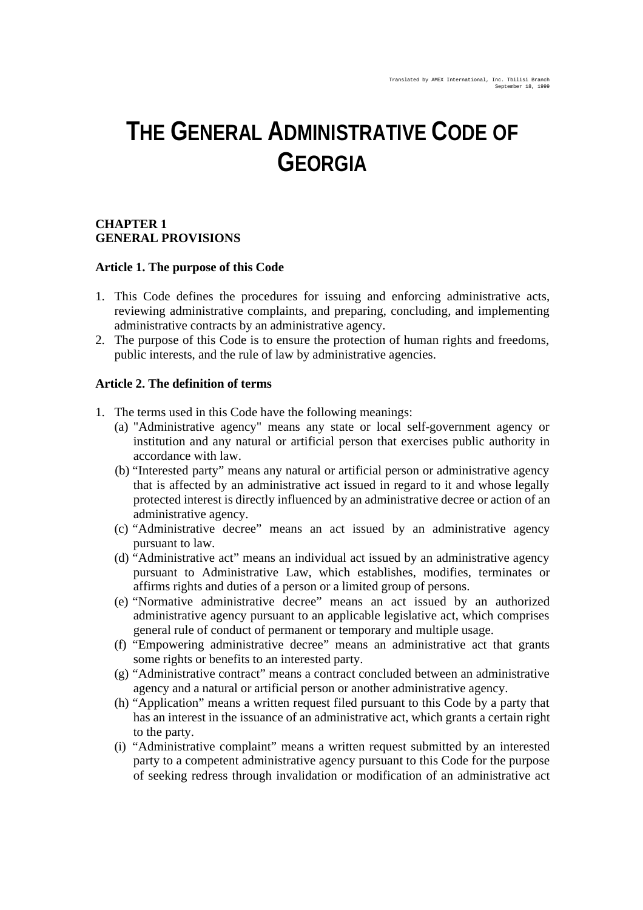Translated by AMEX International, Inc. Tbilisi Branch
September 18, 1999

# THE GENERAL ADMINISTRATIVE CODE OF GEORGIA

## CHAPTER 1
## GENERAL PROVISIONS

### Article 1. The purpose of this Code

1. This Code defines the procedures for issuing and enforcing administrative acts, reviewing administrative complaints, and preparing, concluding, and implementing administrative contracts by an administrative agency.
2. The purpose of this Code is to ensure the protection of human rights and freedoms, public interests, and the rule of law by administrative agencies.

### Article 2. The definition of terms

1. The terms used in this Code have the following meanings:
   (a) "Administrative agency" means any state or local self-government agency or institution and any natural or artificial person that exercises public authority in accordance with law.
   (b) "Interested party" means any natural or artificial person or administrative agency that is affected by an administrative act issued in regard to it and whose legally protected interest is directly influenced by an administrative decree or action of an administrative agency.
   (c) "Administrative decree" means an act issued by an administrative agency pursuant to law.
   (d) "Administrative act" means an individual act issued by an administrative agency pursuant to Administrative Law, which establishes, modifies, terminates or affirms rights and duties of a person or a limited group of persons.
   (e) "Normative administrative decree" means an act issued by an authorized administrative agency pursuant to an applicable legislative act, which comprises general rule of conduct of permanent or temporary and multiple usage.
   (f) "Empowering administrative decree" means an administrative act that grants some rights or benefits to an interested party.
   (g) "Administrative contract" means a contract concluded between an administrative agency and a natural or artificial person or another administrative agency.
   (h) "Application" means a written request filed pursuant to this Code by a party that has an interest in the issuance of an administrative act, which grants a certain right to the party.
   (i) "Administrative complaint" means a written request submitted by an interested party to a competent administrative agency pursuant to this Code for the purpose of seeking redress through invalidation or modification of an administrative act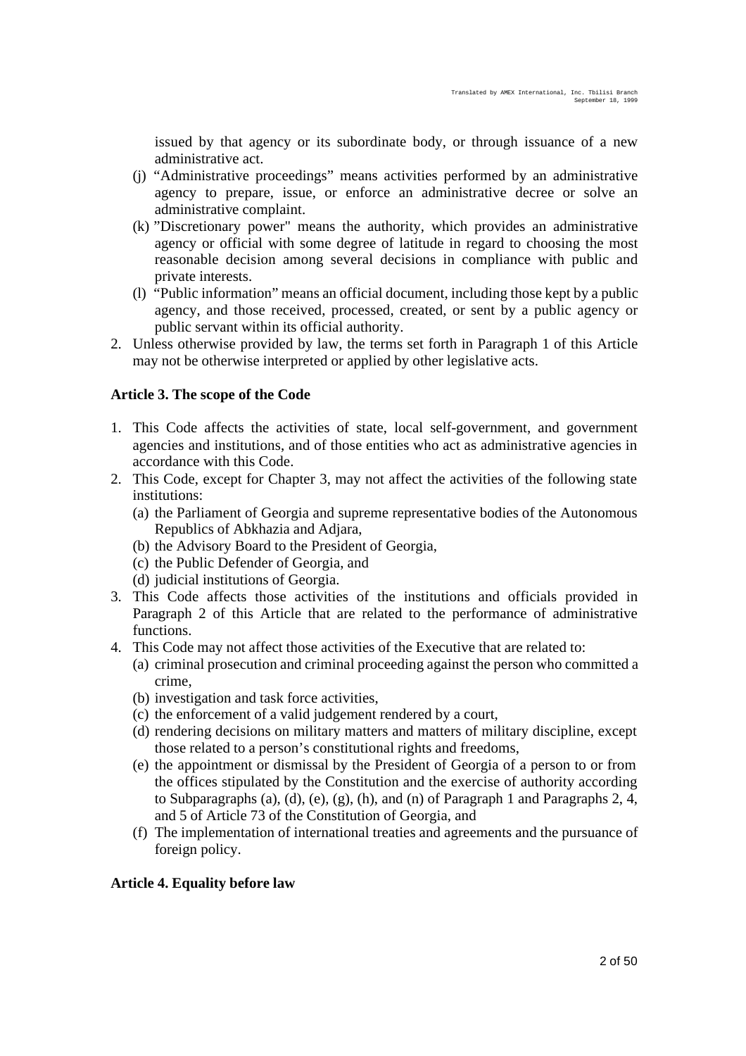issued by that agency or its subordinate body, or through issuance of a new administrative act.

(j) "Administrative proceedings" means activities performed by an administrative agency to prepare, issue, or enforce an administrative decree or solve an administrative complaint.

(k) "Discretionary power" means the authority, which provides an administrative agency or official with some degree of latitude in regard to choosing the most reasonable decision among several decisions in compliance with public and private interests.

(l) "Public information" means an official document, including those kept by a public agency, and those received, processed, created, or sent by a public agency or public servant within its official authority.

2. Unless otherwise provided by law, the terms set forth in Paragraph 1 of this Article may not be otherwise interpreted or applied by other legislative acts.

**Article 3. The scope of the Code**

1. This Code affects the activities of state, local self-government, and government agencies and institutions, and of those entities who act as administrative agencies in accordance with this Code.
2. This Code, except for Chapter 3, may not affect the activities of the following state institutions:
   (a) the Parliament of Georgia and supreme representative bodies of the Autonomous Republics of Abkhazia and Adjara,
   (b) the Advisory Board to the President of Georgia,
   (c) the Public Defender of Georgia, and
   (d) judicial institutions of Georgia.
3. This Code affects those activities of the institutions and officials provided in Paragraph 2 of this Article that are related to the performance of administrative functions.
4. This Code may not affect those activities of the Executive that are related to:
   (a) criminal prosecution and criminal proceeding against the person who committed a crime,
   (b) investigation and task force activities,
   (c) the enforcement of a valid judgement rendered by a court,
   (d) rendering decisions on military matters and matters of military discipline, except those related to a person's constitutional rights and freedoms,
   (e) the appointment or dismissal by the President of Georgia of a person to or from the offices stipulated by the Constitution and the exercise of authority according to Subparagraphs (a), (d), (e), (g), (h), and (n) of Paragraph 1 and Paragraphs 2, 4, and 5 of Article 73 of the Constitution of Georgia, and
   (f) The implementation of international treaties and agreements and the pursuance of foreign policy.

**Article 4. Equality before law**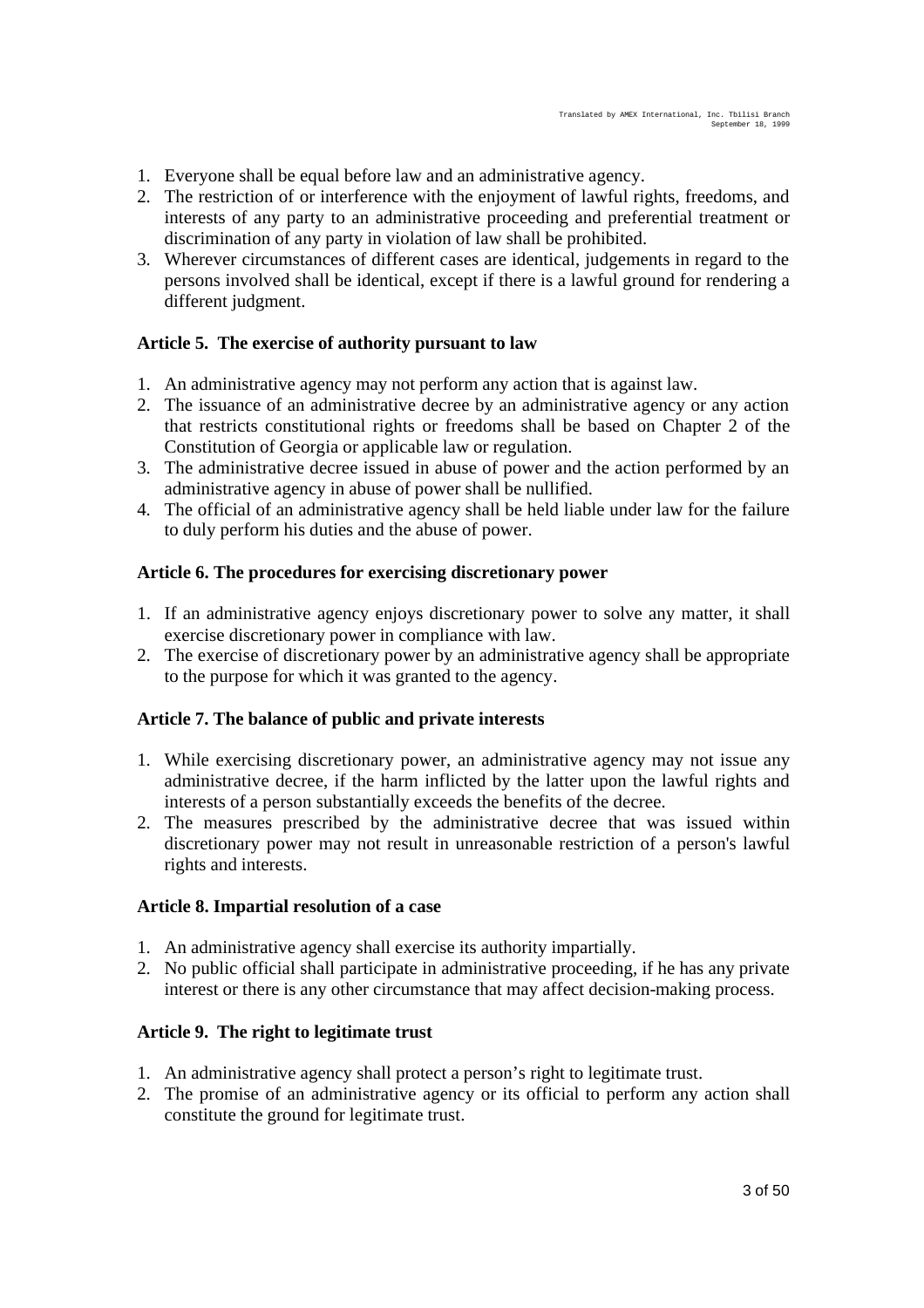1. Everyone shall be equal before law and an administrative agency.
2. The restriction of or interference with the enjoyment of lawful rights, freedoms, and interests of any party to an administrative proceeding and preferential treatment or discrimination of any party in violation of law shall be prohibited.
3. Wherever circumstances of different cases are identical, judgements in regard to the persons involved shall be identical, except if there is a lawful ground for rendering a different judgment.

**Article 5. The exercise of authority pursuant to law**

1. An administrative agency may not perform any action that is against law.
2. The issuance of an administrative decree by an administrative agency or any action that restricts constitutional rights or freedoms shall be based on Chapter 2 of the Constitution of Georgia or applicable law or regulation.
3. The administrative decree issued in abuse of power and the action performed by an administrative agency in abuse of power shall be nullified.
4. The official of an administrative agency shall be held liable under law for the failure to duly perform his duties and the abuse of power.

**Article 6. The procedures for exercising discretionary power**

1. If an administrative agency enjoys discretionary power to solve any matter, it shall exercise discretionary power in compliance with law.
2. The exercise of discretionary power by an administrative agency shall be appropriate to the purpose for which it was granted to the agency.

**Article 7. The balance of public and private interests**

1. While exercising discretionary power, an administrative agency may not issue any administrative decree, if the harm inflicted by the latter upon the lawful rights and interests of a person substantially exceeds the benefits of the decree.
2. The measures prescribed by the administrative decree that was issued within discretionary power may not result in unreasonable restriction of a person's lawful rights and interests.

**Article 8. Impartial resolution of a case**

1. An administrative agency shall exercise its authority impartially.
2. No public official shall participate in administrative proceeding, if he has any private interest or there is any other circumstance that may affect decision-making process.

**Article 9. The right to legitimate trust**

1. An administrative agency shall protect a person's right to legitimate trust.
2. The promise of an administrative agency or its official to perform any action shall constitute the ground for legitimate trust.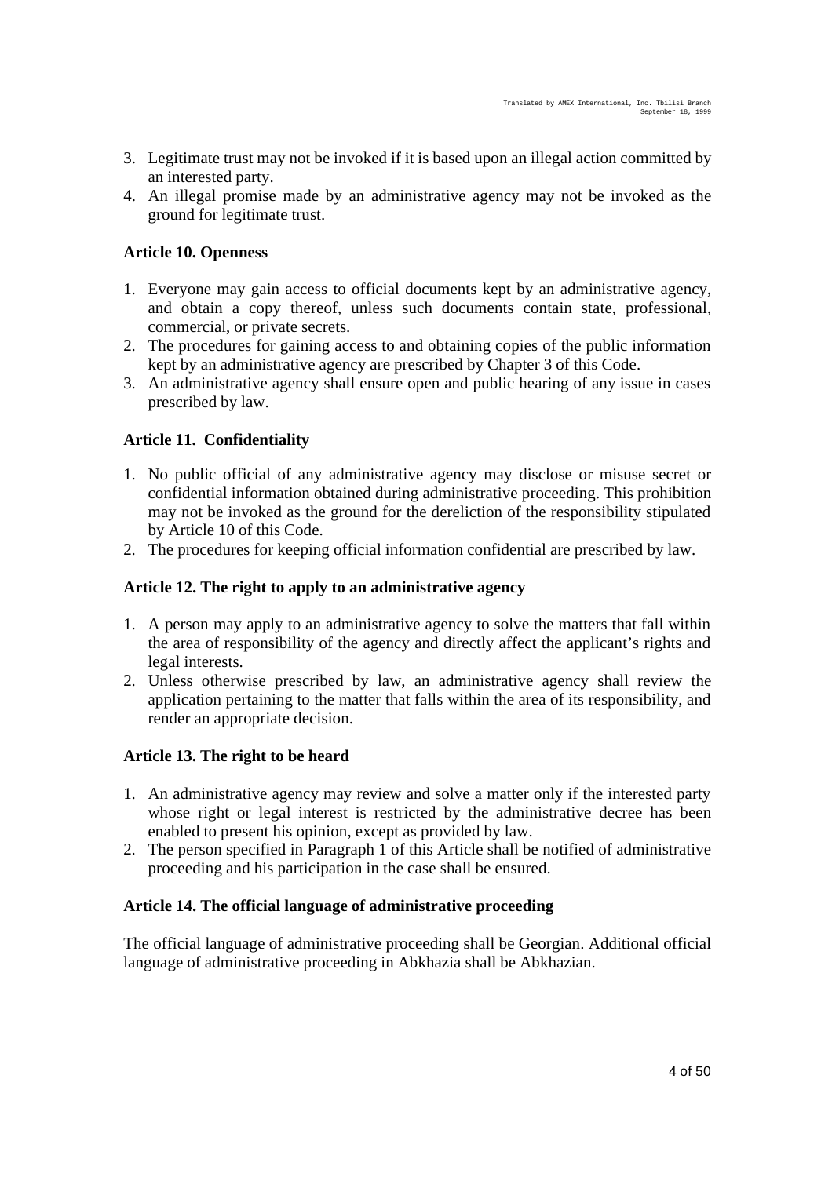3. Legitimate trust may not be invoked if it is based upon an illegal action committed by an interested party.
4. An illegal promise made by an administrative agency may not be invoked as the ground for legitimate trust.

**Article 10. Openness**

1. Everyone may gain access to official documents kept by an administrative agency, and obtain a copy thereof, unless such documents contain state, professional, commercial, or private secrets.
2. The procedures for gaining access to and obtaining copies of the public information kept by an administrative agency are prescribed by Chapter 3 of this Code.
3. An administrative agency shall ensure open and public hearing of any issue in cases prescribed by law.

**Article 11. Confidentiality**

1. No public official of any administrative agency may disclose or misuse secret or confidential information obtained during administrative proceeding. This prohibition may not be invoked as the ground for the dereliction of the responsibility stipulated by Article 10 of this Code.
2. The procedures for keeping official information confidential are prescribed by law.

**Article 12. The right to apply to an administrative agency**

1. A person may apply to an administrative agency to solve the matters that fall within the area of responsibility of the agency and directly affect the applicant's rights and legal interests.
2. Unless otherwise prescribed by law, an administrative agency shall review the application pertaining to the matter that falls within the area of its responsibility, and render an appropriate decision.

**Article 13. The right to be heard**

1. An administrative agency may review and solve a matter only if the interested party whose right or legal interest is restricted by the administrative decree has been enabled to present his opinion, except as provided by law.
2. The person specified in Paragraph 1 of this Article shall be notified of administrative proceeding and his participation in the case shall be ensured.

**Article 14. The official language of administrative proceeding**

The official language of administrative proceeding shall be Georgian. Additional official language of administrative proceeding in Abkhazia shall be Abkhazian.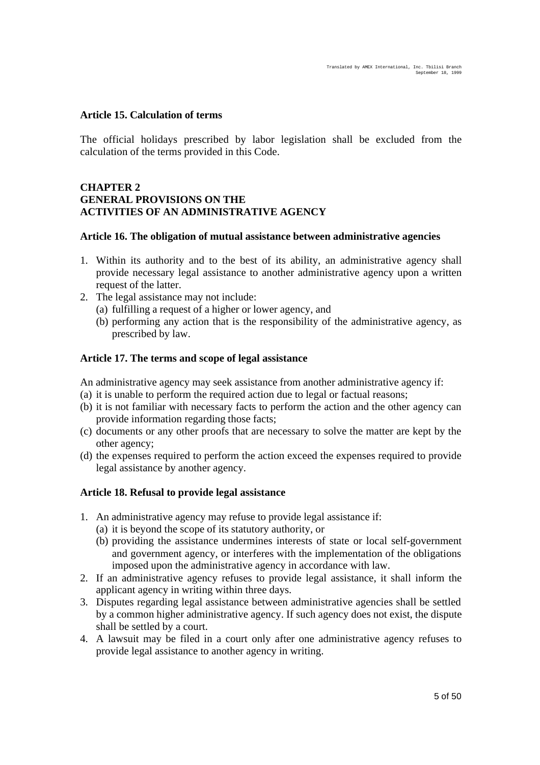### Article 15. Calculation of terms

The official holidays prescribed by labor legislation shall be excluded from the calculation of the terms provided in this Code.

## CHAPTER 2
## GENERAL PROVISIONS ON THE ACTIVITIES OF AN ADMINISTRATIVE AGENCY

### Article 16. The obligation of mutual assistance between administrative agencies

1. Within its authority and to the best of its ability, an administrative agency shall provide necessary legal assistance to another administrative agency upon a written request of the latter.
2. The legal assistance may not include:
   (a) fulfilling a request of a higher or lower agency, and
   (b) performing any action that is the responsibility of the administrative agency, as prescribed by law.

### Article 17. The terms and scope of legal assistance

An administrative agency may seek assistance from another administrative agency if:
(a) it is unable to perform the required action due to legal or factual reasons;
(b) it is not familiar with necessary facts to perform the action and the other agency can provide information regarding those facts;
(c) documents or any other proofs that are necessary to solve the matter are kept by the other agency;
(d) the expenses required to perform the action exceed the expenses required to provide legal assistance by another agency.

### Article 18. Refusal to provide legal assistance

1. An administrative agency may refuse to provide legal assistance if:
   (a) it is beyond the scope of its statutory authority, or
   (b) providing the assistance undermines interests of state or local self-government and government agency, or interferes with the implementation of the obligations imposed upon the administrative agency in accordance with law.
2. If an administrative agency refuses to provide legal assistance, it shall inform the applicant agency in writing within three days.
3. Disputes regarding legal assistance between administrative agencies shall be settled by a common higher administrative agency. If such agency does not exist, the dispute shall be settled by a court.
4. A lawsuit may be filed in a court only after one administrative agency refuses to provide legal assistance to another agency in writing.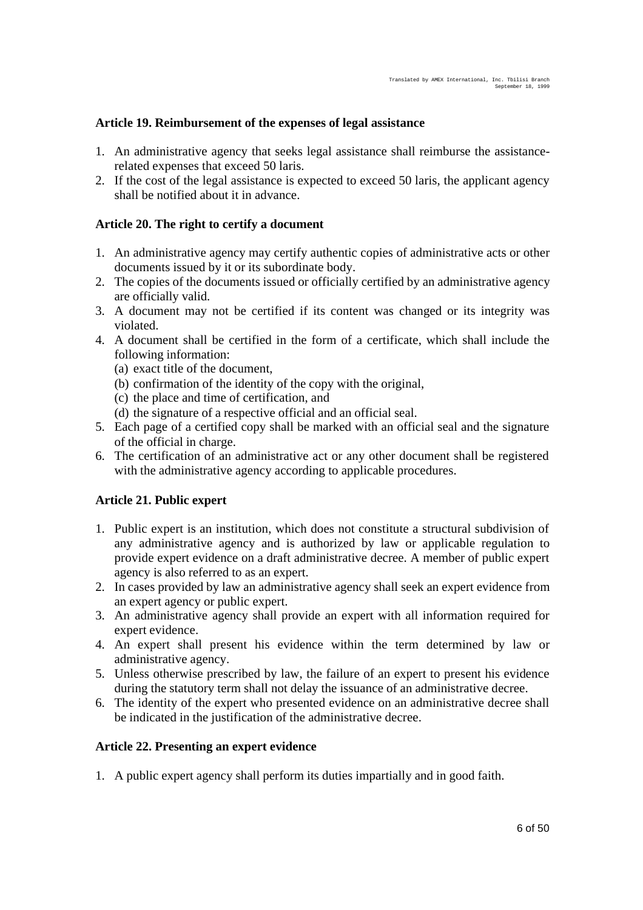### Article 19. Reimbursement of the expenses of legal assistance

1. An administrative agency that seeks legal assistance shall reimburse the assistance-related expenses that exceed 50 laris.
2. If the cost of the legal assistance is expected to exceed 50 laris, the applicant agency shall be notified about it in advance.

### Article 20. The right to certify a document

1. An administrative agency may certify authentic copies of administrative acts or other documents issued by it or its subordinate body.
2. The copies of the documents issued or officially certified by an administrative agency are officially valid.
3. A document may not be certified if its content was changed or its integrity was violated.
4. A document shall be certified in the form of a certificate, which shall include the following information:
   (a) exact title of the document,
   (b) confirmation of the identity of the copy with the original,
   (c) the place and time of certification, and
   (d) the signature of a respective official and an official seal.
5. Each page of a certified copy shall be marked with an official seal and the signature of the official in charge.
6. The certification of an administrative act or any other document shall be registered with the administrative agency according to applicable procedures.

### Article 21. Public expert

1. Public expert is an institution, which does not constitute a structural subdivision of any administrative agency and is authorized by law or applicable regulation to provide expert evidence on a draft administrative decree. A member of public expert agency is also referred to as an expert.
2. In cases provided by law an administrative agency shall seek an expert evidence from an expert agency or public expert.
3. An administrative agency shall provide an expert with all information required for expert evidence.
4. An expert shall present his evidence within the term determined by law or administrative agency.
5. Unless otherwise prescribed by law, the failure of an expert to present his evidence during the statutory term shall not delay the issuance of an administrative decree.
6. The identity of the expert who presented evidence on an administrative decree shall be indicated in the justification of the administrative decree.

### Article 22. Presenting an expert evidence

1. A public expert agency shall perform its duties impartially and in good faith.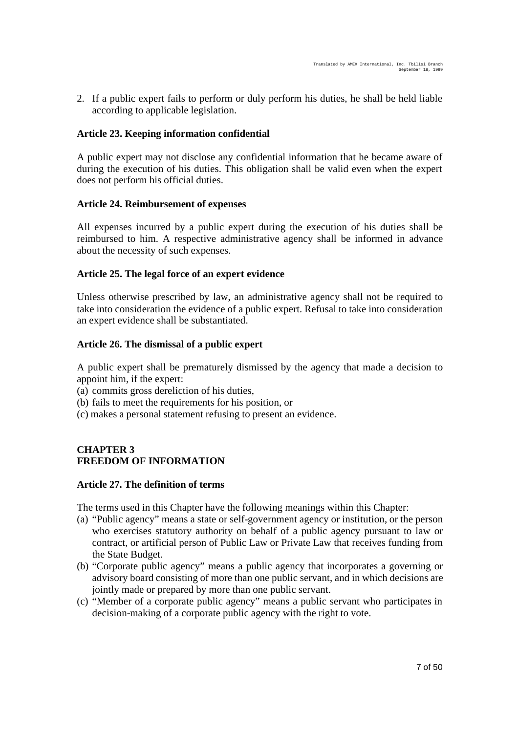2. If a public expert fails to perform or duly perform his duties, he shall be held liable according to applicable legislation.

### Article 23. Keeping information confidential

A public expert may not disclose any confidential information that he became aware of during the execution of his duties. This obligation shall be valid even when the expert does not perform his official duties.

### Article 24. Reimbursement of expenses

All expenses incurred by a public expert during the execution of his duties shall be reimbursed to him. A respective administrative agency shall be informed in advance about the necessity of such expenses.

### Article 25. The legal force of an expert evidence

Unless otherwise prescribed by law, an administrative agency shall not be required to take into consideration the evidence of a public expert. Refusal to take into consideration an expert evidence shall be substantiated.

### Article 26. The dismissal of a public expert

A public expert shall be prematurely dismissed by the agency that made a decision to appoint him, if the expert:

(a) commits gross dereliction of his duties,
(b) fails to meet the requirements for his position, or
(c) makes a personal statement refusing to present an evidence.

## CHAPTER 3
## FREEDOM OF INFORMATION

### Article 27. The definition of terms

The terms used in this Chapter have the following meanings within this Chapter:

(a) "Public agency" means a state or self-government agency or institution, or the person who exercises statutory authority on behalf of a public agency pursuant to law or contract, or artificial person of Public Law or Private Law that receives funding from the State Budget.
(b) "Corporate public agency" means a public agency that incorporates a governing or advisory board consisting of more than one public servant, and in which decisions are jointly made or prepared by more than one public servant.
(c) "Member of a corporate public agency" means a public servant who participates in decision-making of a corporate public agency with the right to vote.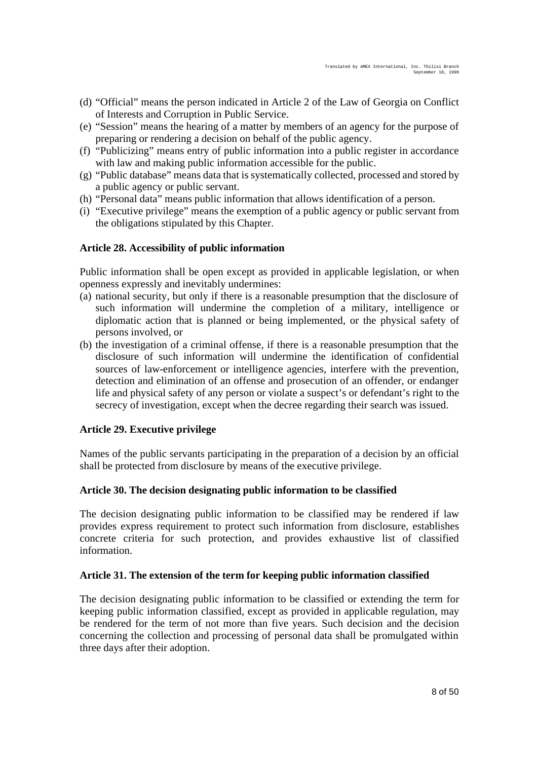(d) "Official" means the person indicated in Article 2 of the Law of Georgia on Conflict of Interests and Corruption in Public Service.

(e) "Session" means the hearing of a matter by members of an agency for the purpose of preparing or rendering a decision on behalf of the public agency.

(f) "Publicizing" means entry of public information into a public register in accordance with law and making public information accessible for the public.

(g) "Public database" means data that is systematically collected, processed and stored by a public agency or public servant.

(h) "Personal data" means public information that allows identification of a person.

(i) "Executive privilege" means the exemption of a public agency or public servant from the obligations stipulated by this Chapter.

**Article 28. Accessibility of public information**

Public information shall be open except as provided in applicable legislation, or when openness expressly and inevitably undermines:

(a) national security, but only if there is a reasonable presumption that the disclosure of such information will undermine the completion of a military, intelligence or diplomatic action that is planned or being implemented, or the physical safety of persons involved, or

(b) the investigation of a criminal offense, if there is a reasonable presumption that the disclosure of such information will undermine the identification of confidential sources of law-enforcement or intelligence agencies, interfere with the prevention, detection and elimination of an offense and prosecution of an offender, or endanger life and physical safety of any person or violate a suspect's or defendant's right to the secrecy of investigation, except when the decree regarding their search was issued.

**Article 29. Executive privilege**

Names of the public servants participating in the preparation of a decision by an official shall be protected from disclosure by means of the executive privilege.

**Article 30. The decision designating public information to be classified**

The decision designating public information to be classified may be rendered if law provides express requirement to protect such information from disclosure, establishes concrete criteria for such protection, and provides exhaustive list of classified information.

**Article 31. The extension of the term for keeping public information classified**

The decision designating public information to be classified or extending the term for keeping public information classified, except as provided in applicable regulation, may be rendered for the term of not more than five years. Such decision and the decision concerning the collection and processing of personal data shall be promulgated within three days after their adoption.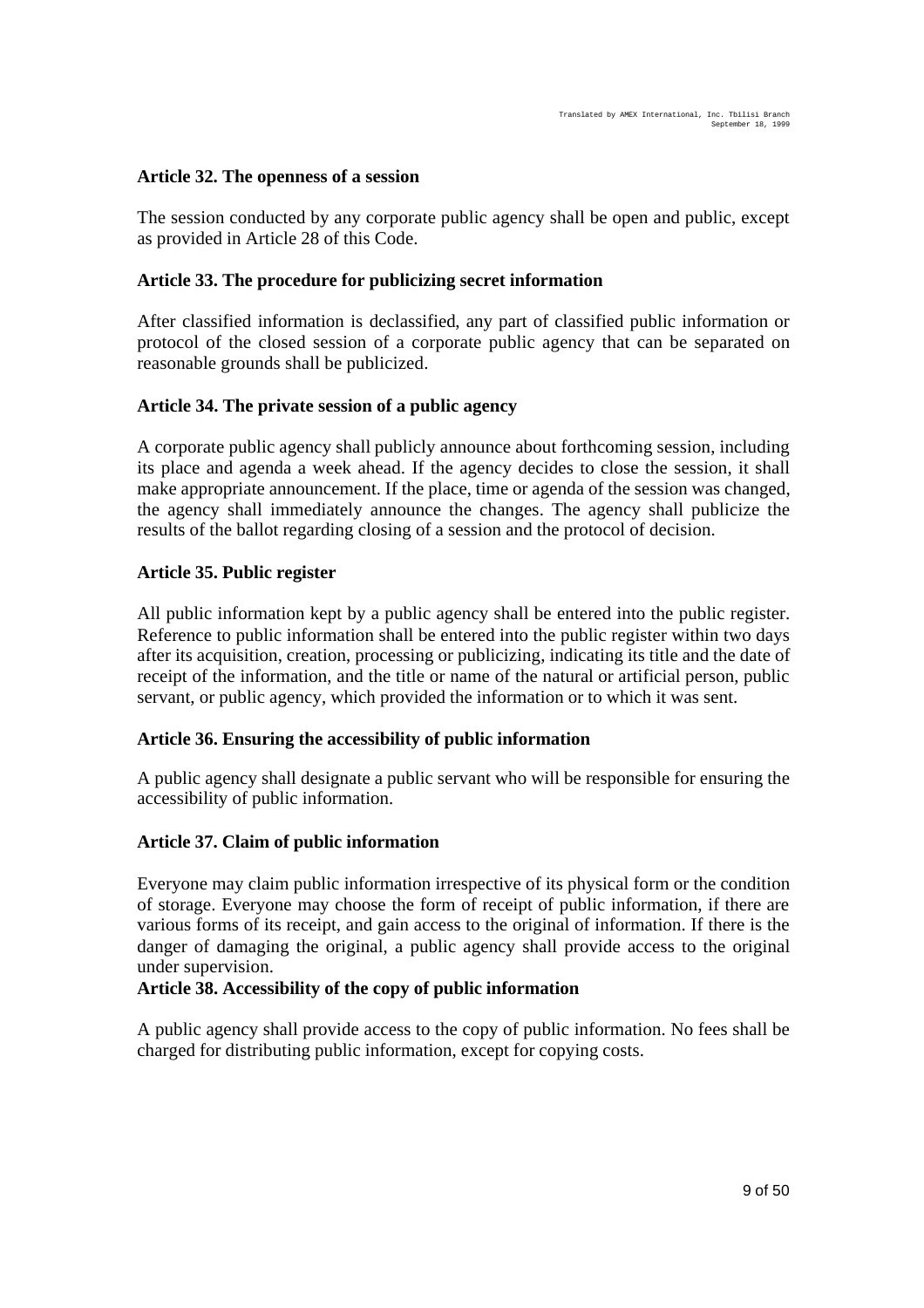### Article 32. The openness of a session

The session conducted by any corporate public agency shall be open and public, except as provided in Article 28 of this Code.

### Article 33. The procedure for publicizing secret information

After classified information is declassified, any part of classified public information or protocol of the closed session of a corporate public agency that can be separated on reasonable grounds shall be publicized.

### Article 34. The private session of a public agency

A corporate public agency shall publicly announce about forthcoming session, including its place and agenda a week ahead. If the agency decides to close the session, it shall make appropriate announcement. If the place, time or agenda of the session was changed, the agency shall immediately announce the changes. The agency shall publicize the results of the ballot regarding closing of a session and the protocol of decision.

### Article 35. Public register

All public information kept by a public agency shall be entered into the public register. Reference to public information shall be entered into the public register within two days after its acquisition, creation, processing or publicizing, indicating its title and the date of receipt of the information, and the title or name of the natural or artificial person, public servant, or public agency, which provided the information or to which it was sent.

### Article 36. Ensuring the accessibility of public information

A public agency shall designate a public servant who will be responsible for ensuring the accessibility of public information.

### Article 37. Claim of public information

Everyone may claim public information irrespective of its physical form or the condition of storage. Everyone may choose the form of receipt of public information, if there are various forms of its receipt, and gain access to the original of information. If there is the danger of damaging the original, a public agency shall provide access to the original under supervision.

### Article 38. Accessibility of the copy of public information

A public agency shall provide access to the copy of public information. No fees shall be charged for distributing public information, except for copying costs.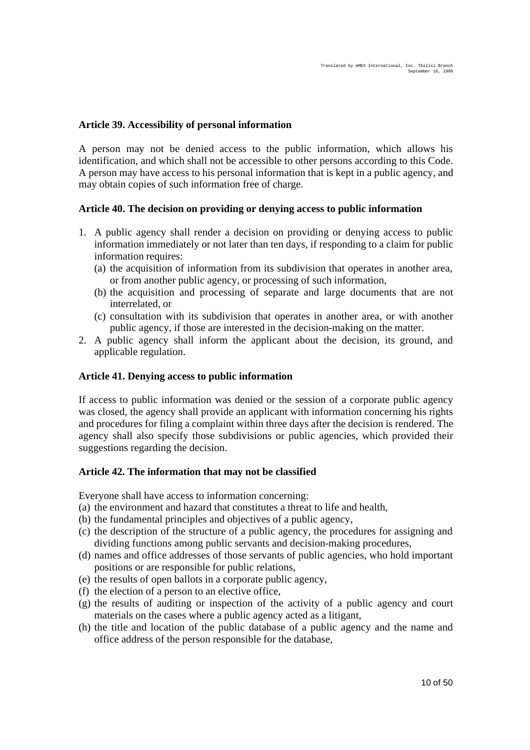**Article 39. Accessibility of personal information**

A person may not be denied access to the public information, which allows his identification, and which shall not be accessible to other persons according to this Code. A person may have access to his personal information that is kept in a public agency, and may obtain copies of such information free of charge.

**Article 40. The decision on providing or denying access to public information**

1. A public agency shall render a decision on providing or denying access to public information immediately or not later than ten days, if responding to a claim for public information requires:
   (a) the acquisition of information from its subdivision that operates in another area, or from another public agency, or processing of such information,
   (b) the acquisition and processing of separate and large documents that are not interrelated, or
   (c) consultation with its subdivision that operates in another area, or with another public agency, if those are interested in the decision-making on the matter.
2. A public agency shall inform the applicant about the decision, its ground, and applicable regulation.

**Article 41. Denying access to public information**

If access to public information was denied or the session of a corporate public agency was closed, the agency shall provide an applicant with information concerning his rights and procedures for filing a complaint within three days after the decision is rendered. The agency shall also specify those subdivisions or public agencies, which provided their suggestions regarding the decision.

**Article 42. The information that may not be classified**

Everyone shall have access to information concerning:
(a) the environment and hazard that constitutes a threat to life and health,
(b) the fundamental principles and objectives of a public agency,
(c) the description of the structure of a public agency, the procedures for assigning and dividing functions among public servants and decision-making procedures,
(d) names and office addresses of those servants of public agencies, who hold important positions or are responsible for public relations,
(e) the results of open ballots in a corporate public agency,
(f) the election of a person to an elective office,
(g) the results of auditing or inspection of the activity of a public agency and court materials on the cases where a public agency acted as a litigant,
(h) the title and location of the public database of a public agency and the name and office address of the person responsible for the database,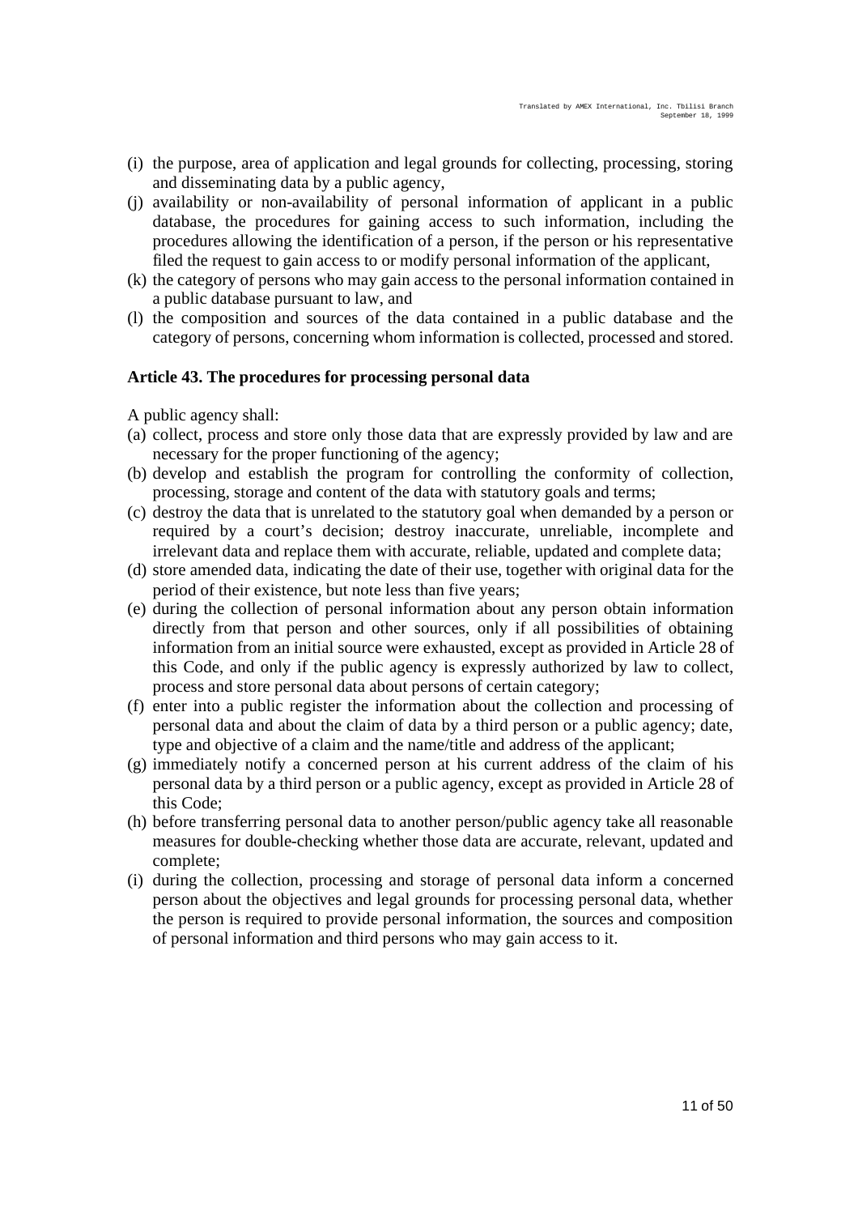(i) the purpose, area of application and legal grounds for collecting, processing, storing and disseminating data by a public agency,
(j) availability or non-availability of personal information of applicant in a public database, the procedures for gaining access to such information, including the procedures allowing the identification of a person, if the person or his representative filed the request to gain access to or modify personal information of the applicant,
(k) the category of persons who may gain access to the personal information contained in a public database pursuant to law, and
(l) the composition and sources of the data contained in a public database and the category of persons, concerning whom information is collected, processed and stored.

**Article 43. The procedures for processing personal data**

A public agency shall:
(a) collect, process and store only those data that are expressly provided by law and are necessary for the proper functioning of the agency;
(b) develop and establish the program for controlling the conformity of collection, processing, storage and content of the data with statutory goals and terms;
(c) destroy the data that is unrelated to the statutory goal when demanded by a person or required by a court's decision; destroy inaccurate, unreliable, incomplete and irrelevant data and replace them with accurate, reliable, updated and complete data;
(d) store amended data, indicating the date of their use, together with original data for the period of their existence, but note less than five years;
(e) during the collection of personal information about any person obtain information directly from that person and other sources, only if all possibilities of obtaining information from an initial source were exhausted, except as provided in Article 28 of this Code, and only if the public agency is expressly authorized by law to collect, process and store personal data about persons of certain category;
(f) enter into a public register the information about the collection and processing of personal data and about the claim of data by a third person or a public agency; date, type and objective of a claim and the name/title and address of the applicant;
(g) immediately notify a concerned person at his current address of the claim of his personal data by a third person or a public agency, except as provided in Article 28 of this Code;
(h) before transferring personal data to another person/public agency take all reasonable measures for double-checking whether those data are accurate, relevant, updated and complete;
(i) during the collection, processing and storage of personal data inform a concerned person about the objectives and legal grounds for processing personal data, whether the person is required to provide personal information, the sources and composition of personal information and third persons who may gain access to it.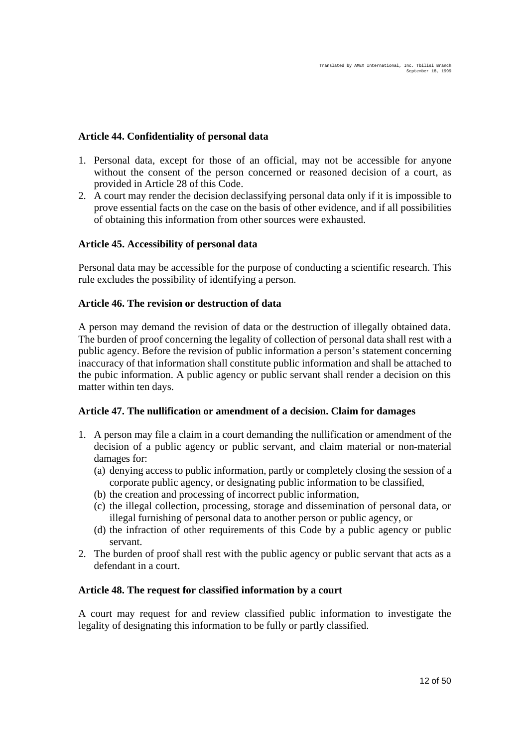### Article 44. Confidentiality of personal data

1. Personal data, except for those of an official, may not be accessible for anyone without the consent of the person concerned or reasoned decision of a court, as provided in Article 28 of this Code.
2. A court may render the decision declassifying personal data only if it is impossible to prove essential facts on the case on the basis of other evidence, and if all possibilities of obtaining this information from other sources were exhausted.

### Article 45. Accessibility of personal data

Personal data may be accessible for the purpose of conducting a scientific research. This rule excludes the possibility of identifying a person.

### Article 46. The revision or destruction of data

A person may demand the revision of data or the destruction of illegally obtained data. The burden of proof concerning the legality of collection of personal data shall rest with a public agency. Before the revision of public information a person's statement concerning inaccuracy of that information shall constitute public information and shall be attached to the pubic information. A public agency or public servant shall render a decision on this matter within ten days.

### Article 47. The nullification or amendment of a decision. Claim for damages

1. A person may file a claim in a court demanding the nullification or amendment of the decision of a public agency or public servant, and claim material or non-material damages for:
   (a) denying access to public information, partly or completely closing the session of a corporate public agency, or designating public information to be classified,
   (b) the creation and processing of incorrect public information,
   (c) the illegal collection, processing, storage and dissemination of personal data, or illegal furnishing of personal data to another person or public agency, or
   (d) the infraction of other requirements of this Code by a public agency or public servant.
2. The burden of proof shall rest with the public agency or public servant that acts as a defendant in a court.

### Article 48. The request for classified information by a court

A court may request for and review classified public information to investigate the legality of designating this information to be fully or partly classified.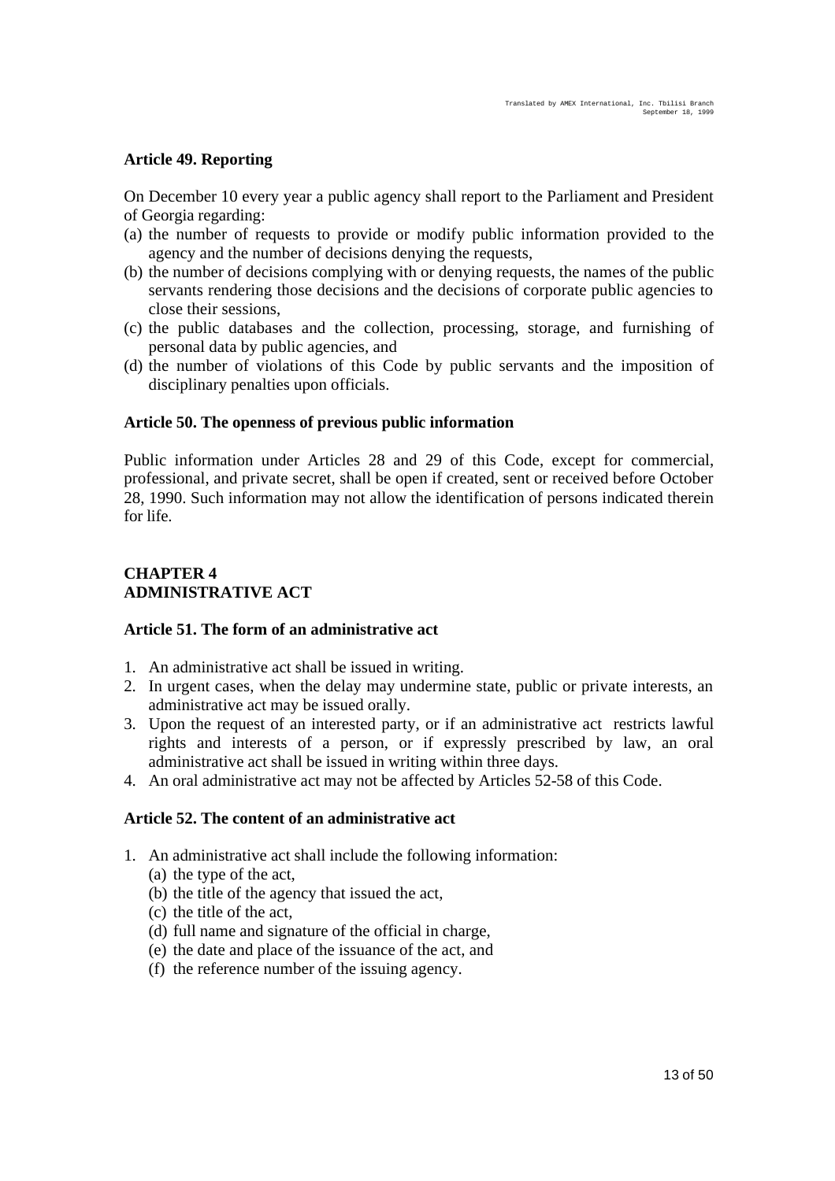### Article 49. Reporting

On December 10 every year a public agency shall report to the Parliament and President of Georgia regarding:

(a) the number of requests to provide or modify public information provided to the agency and the number of decisions denying the requests,
(b) the number of decisions complying with or denying requests, the names of the public servants rendering those decisions and the decisions of corporate public agencies to close their sessions,
(c) the public databases and the collection, processing, storage, and furnishing of personal data by public agencies, and
(d) the number of violations of this Code by public servants and the imposition of disciplinary penalties upon officials.

### Article 50. The openness of previous public information

Public information under Articles 28 and 29 of this Code, except for commercial, professional, and private secret, shall be open if created, sent or received before October 28, 1990. Such information may not allow the identification of persons indicated therein for life.

## CHAPTER 4
## ADMINISTRATIVE ACT

### Article 51. The form of an administrative act

1. An administrative act shall be issued in writing.
2. In urgent cases, when the delay may undermine state, public or private interests, an administrative act may be issued orally.
3. Upon the request of an interested party, or if an administrative act restricts lawful rights and interests of a person, or if expressly prescribed by law, an oral administrative act shall be issued in writing within three days.
4. An oral administrative act may not be affected by Articles 52-58 of this Code.

### Article 52. The content of an administrative act

1. An administrative act shall include the following information:
   (a) the type of the act,
   (b) the title of the agency that issued the act,
   (c) the title of the act,
   (d) full name and signature of the official in charge,
   (e) the date and place of the issuance of the act, and
   (f) the reference number of the issuing agency.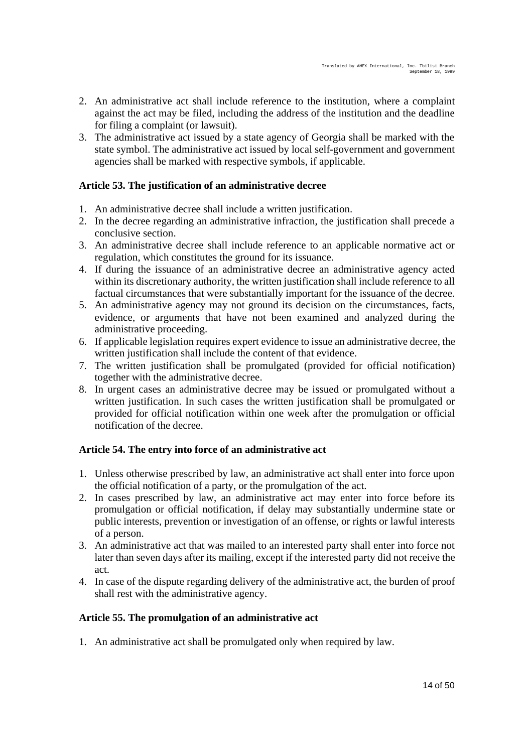2. An administrative act shall include reference to the institution, where a complaint against the act may be filed, including the address of the institution and the deadline for filing a complaint (or lawsuit).
3. The administrative act issued by a state agency of Georgia shall be marked with the state symbol. The administrative act issued by local self-government and government agencies shall be marked with respective symbols, if applicable.

### Article 53. The justification of an administrative decree

1. An administrative decree shall include a written justification.
2. In the decree regarding an administrative infraction, the justification shall precede a conclusive section.
3. An administrative decree shall include reference to an applicable normative act or regulation, which constitutes the ground for its issuance.
4. If during the issuance of an administrative decree an administrative agency acted within its discretionary authority, the written justification shall include reference to all factual circumstances that were substantially important for the issuance of the decree.
5. An administrative agency may not ground its decision on the circumstances, facts, evidence, or arguments that have not been examined and analyzed during the administrative proceeding.
6. If applicable legislation requires expert evidence to issue an administrative decree, the written justification shall include the content of that evidence.
7. The written justification shall be promulgated (provided for official notification) together with the administrative decree.
8. In urgent cases an administrative decree may be issued or promulgated without a written justification. In such cases the written justification shall be promulgated or provided for official notification within one week after the promulgation or official notification of the decree.

### Article 54. The entry into force of an administrative act

1. Unless otherwise prescribed by law, an administrative act shall enter into force upon the official notification of a party, or the promulgation of the act.
2. In cases prescribed by law, an administrative act may enter into force before its promulgation or official notification, if delay may substantially undermine state or public interests, prevention or investigation of an offense, or rights or lawful interests of a person.
3. An administrative act that was mailed to an interested party shall enter into force not later than seven days after its mailing, except if the interested party did not receive the act.
4. In case of the dispute regarding delivery of the administrative act, the burden of proof shall rest with the administrative agency.

### Article 55. The promulgation of an administrative act

1. An administrative act shall be promulgated only when required by law.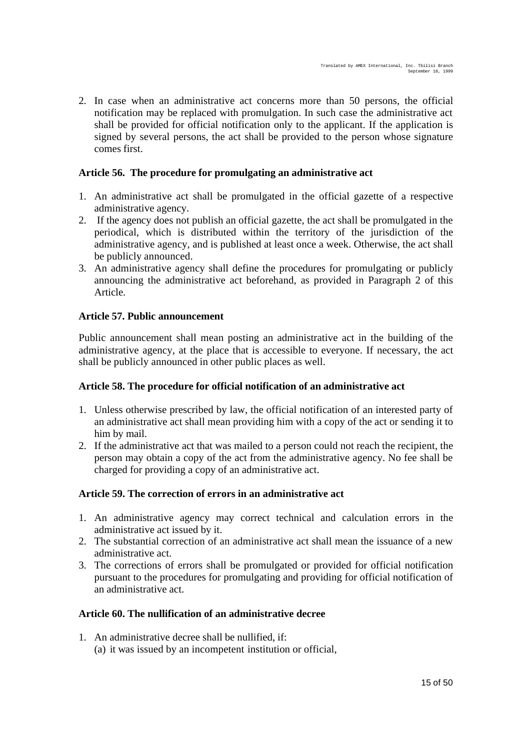2. In case when an administrative act concerns more than 50 persons, the official notification may be replaced with promulgation. In such case the administrative act shall be provided for official notification only to the applicant. If the application is signed by several persons, the act shall be provided to the person whose signature comes first.

### Article 56. The procedure for promulgating an administrative act

1. An administrative act shall be promulgated in the official gazette of a respective administrative agency.
2. If the agency does not publish an official gazette, the act shall be promulgated in the periodical, which is distributed within the territory of the jurisdiction of the administrative agency, and is published at least once a week. Otherwise, the act shall be publicly announced.
3. An administrative agency shall define the procedures for promulgating or publicly announcing the administrative act beforehand, as provided in Paragraph 2 of this Article.

### Article 57. Public announcement

Public announcement shall mean posting an administrative act in the building of the administrative agency, at the place that is accessible to everyone. If necessary, the act shall be publicly announced in other public places as well.

### Article 58. The procedure for official notification of an administrative act

1. Unless otherwise prescribed by law, the official notification of an interested party of an administrative act shall mean providing him with a copy of the act or sending it to him by mail.
2. If the administrative act that was mailed to a person could not reach the recipient, the person may obtain a copy of the act from the administrative agency. No fee shall be charged for providing a copy of an administrative act.

### Article 59. The correction of errors in an administrative act

1. An administrative agency may correct technical and calculation errors in the administrative act issued by it.
2. The substantial correction of an administrative act shall mean the issuance of a new administrative act.
3. The corrections of errors shall be promulgated or provided for official notification pursuant to the procedures for promulgating and providing for official notification of an administrative act.

### Article 60. The nullification of an administrative decree

1. An administrative decree shall be nullified, if:
   (a) it was issued by an incompetent institution or official,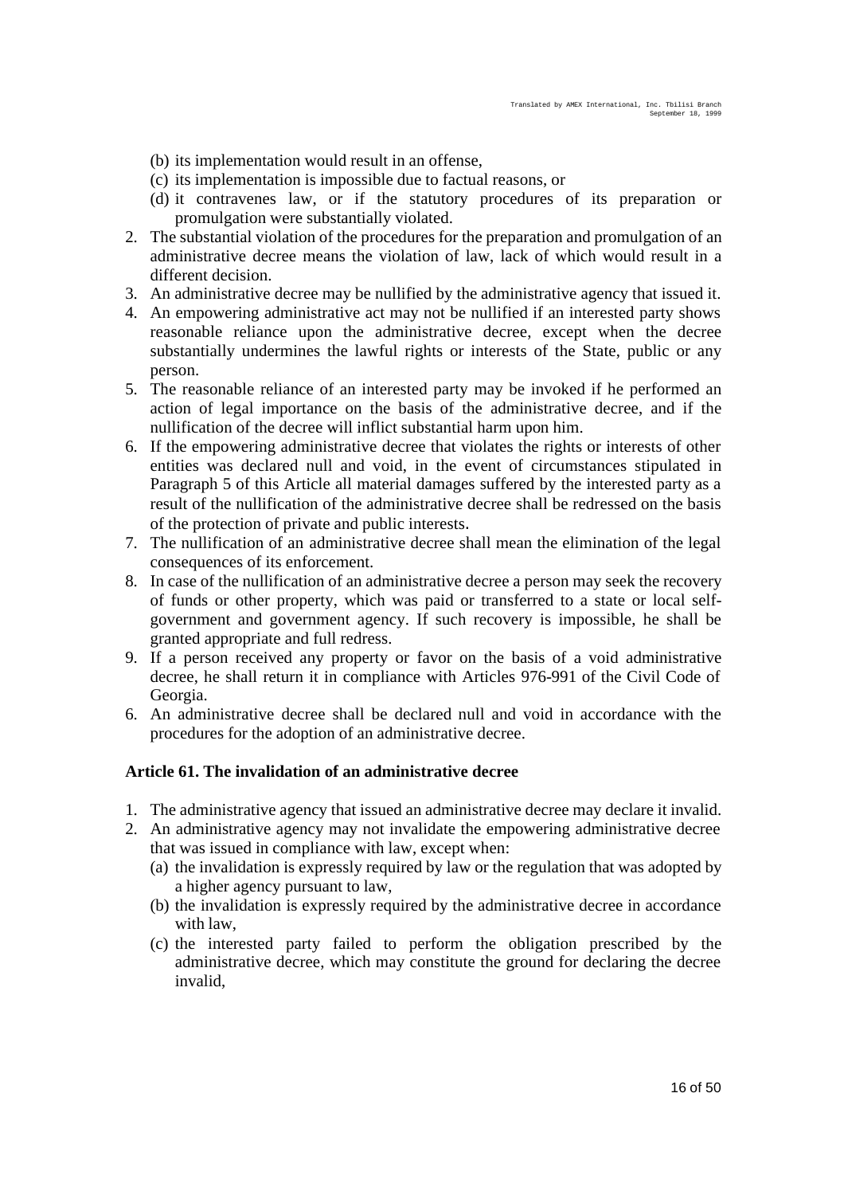(b) its implementation would result in an offense,
(c) its implementation is impossible due to factual reasons, or
(d) it contravenes law, or if the statutory procedures of its preparation or promulgation were substantially violated.

2. The substantial violation of the procedures for the preparation and promulgation of an administrative decree means the violation of law, lack of which would result in a different decision.
3. An administrative decree may be nullified by the administrative agency that issued it.
4. An empowering administrative act may not be nullified if an interested party shows reasonable reliance upon the administrative decree, except when the decree substantially undermines the lawful rights or interests of the State, public or any person.
5. The reasonable reliance of an interested party may be invoked if he performed an action of legal importance on the basis of the administrative decree, and if the nullification of the decree will inflict substantial harm upon him.
6. If the empowering administrative decree that violates the rights or interests of other entities was declared null and void, in the event of circumstances stipulated in Paragraph 5 of this Article all material damages suffered by the interested party as a result of the nullification of the administrative decree shall be redressed on the basis of the protection of private and public interests.
7. The nullification of an administrative decree shall mean the elimination of the legal consequences of its enforcement.
8. In case of the nullification of an administrative decree a person may seek the recovery of funds or other property, which was paid or transferred to a state or local self-government and government agency. If such recovery is impossible, he shall be granted appropriate and full redress.
9. If a person received any property or favor on the basis of a void administrative decree, he shall return it in compliance with Articles 976-991 of the Civil Code of Georgia.
6. An administrative decree shall be declared null and void in accordance with the procedures for the adoption of an administrative decree.

**Article 61. The invalidation of an administrative decree**

1. The administrative agency that issued an administrative decree may declare it invalid.
2. An administrative agency may not invalidate the empowering administrative decree that was issued in compliance with law, except when:
   (a) the invalidation is expressly required by law or the regulation that was adopted by a higher agency pursuant to law,
   (b) the invalidation is expressly required by the administrative decree in accordance with law,
   (c) the interested party failed to perform the obligation prescribed by the administrative decree, which may constitute the ground for declaring the decree invalid,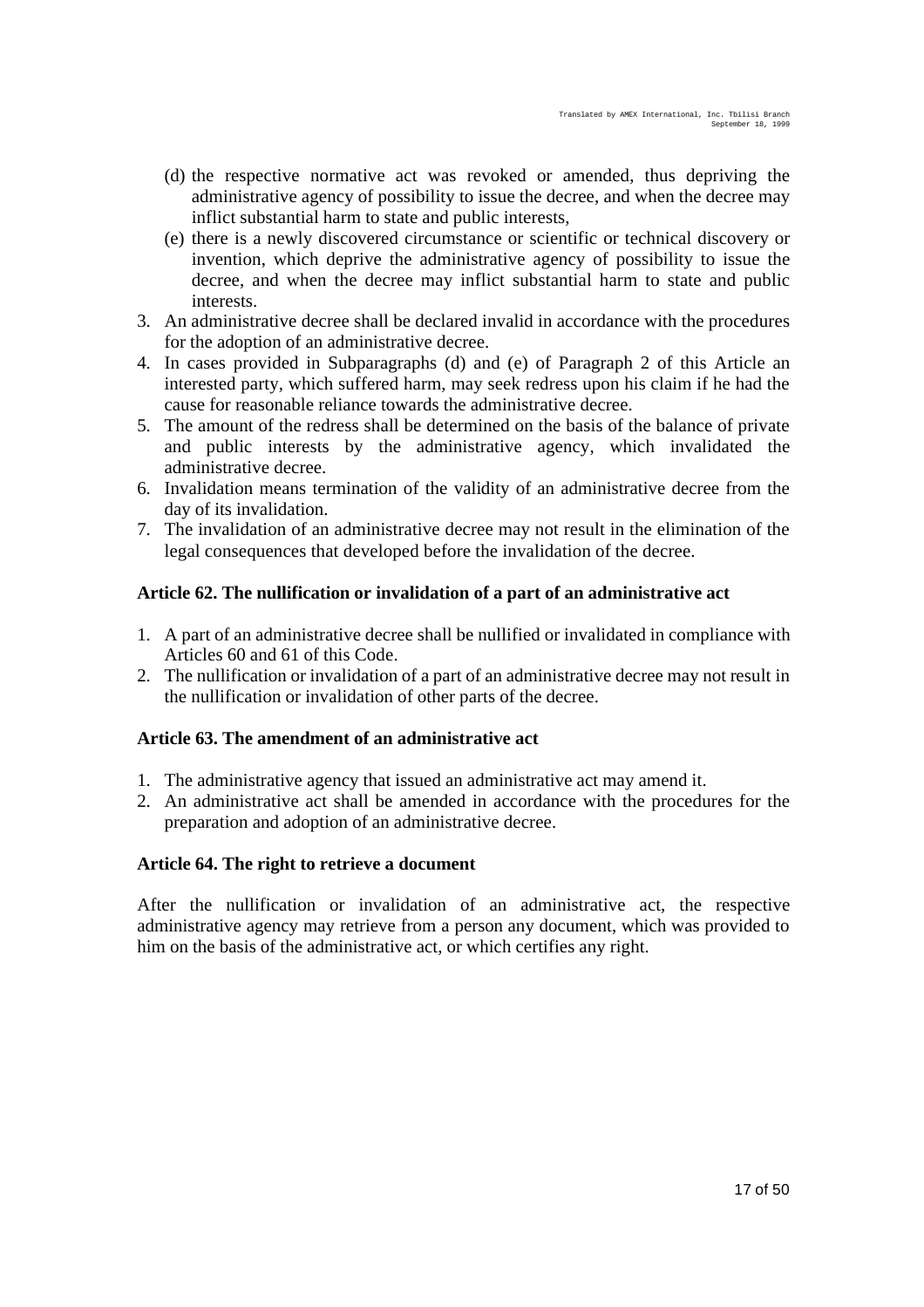(d) the respective normative act was revoked or amended, thus depriving the administrative agency of possibility to issue the decree, and when the decree may inflict substantial harm to state and public interests,

(e) there is a newly discovered circumstance or scientific or technical discovery or invention, which deprive the administrative agency of possibility to issue the decree, and when the decree may inflict substantial harm to state and public interests.

3. An administrative decree shall be declared invalid in accordance with the procedures for the adoption of an administrative decree.
4. In cases provided in Subparagraphs (d) and (e) of Paragraph 2 of this Article an interested party, which suffered harm, may seek redress upon his claim if he had the cause for reasonable reliance towards the administrative decree.
5. The amount of the redress shall be determined on the basis of the balance of private and public interests by the administrative agency, which invalidated the administrative decree.
6. Invalidation means termination of the validity of an administrative decree from the day of its invalidation.
7. The invalidation of an administrative decree may not result in the elimination of the legal consequences that developed before the invalidation of the decree.

### Article 62. The nullification or invalidation of a part of an administrative act

1. A part of an administrative decree shall be nullified or invalidated in compliance with Articles 60 and 61 of this Code.
2. The nullification or invalidation of a part of an administrative decree may not result in the nullification or invalidation of other parts of the decree.

### Article 63. The amendment of an administrative act

1. The administrative agency that issued an administrative act may amend it.
2. An administrative act shall be amended in accordance with the procedures for the preparation and adoption of an administrative decree.

### Article 64. The right to retrieve a document

After the nullification or invalidation of an administrative act, the respective administrative agency may retrieve from a person any document, which was provided to him on the basis of the administrative act, or which certifies any right.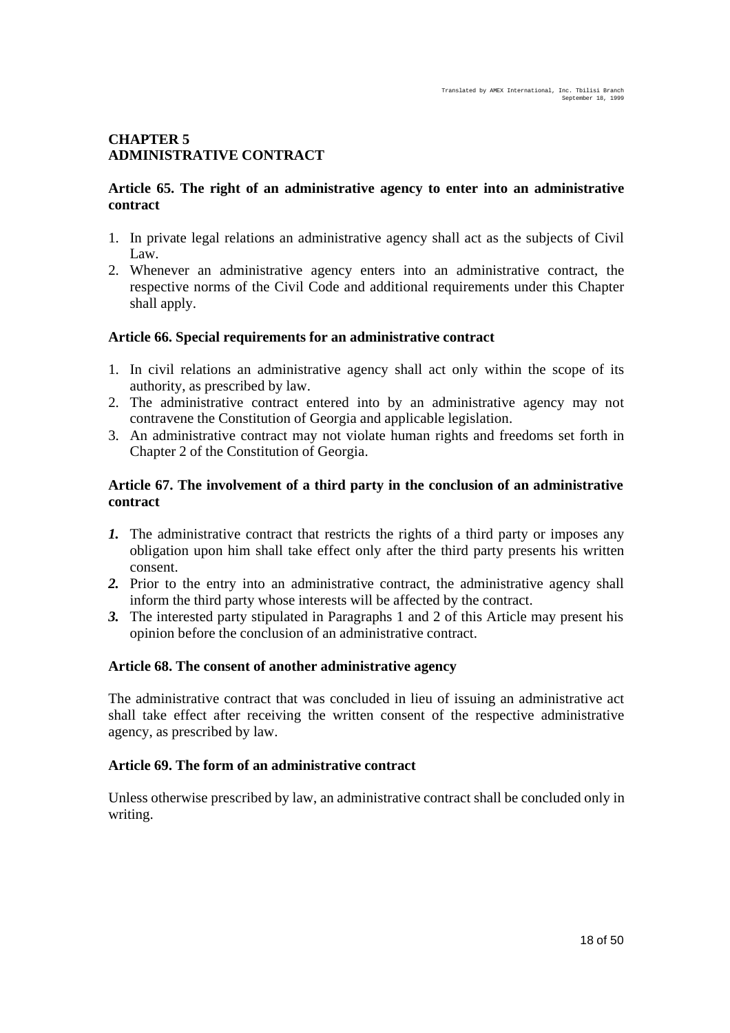## CHAPTER 5
## ADMINISTRATIVE CONTRACT

### Article 65. The right of an administrative agency to enter into an administrative contract

1. In private legal relations an administrative agency shall act as the subjects of Civil Law.
2. Whenever an administrative agency enters into an administrative contract, the respective norms of the Civil Code and additional requirements under this Chapter shall apply.

### Article 66. Special requirements for an administrative contract

1. In civil relations an administrative agency shall act only within the scope of its authority, as prescribed by law.
2. The administrative contract entered into by an administrative agency may not contravene the Constitution of Georgia and applicable legislation.
3. An administrative contract may not violate human rights and freedoms set forth in Chapter 2 of the Constitution of Georgia.

### Article 67. The involvement of a third party in the conclusion of an administrative contract

***1.*** The administrative contract that restricts the rights of a third party or imposes any obligation upon him shall take effect only after the third party presents his written consent.

***2.*** Prior to the entry into an administrative contract, the administrative agency shall inform the third party whose interests will be affected by the contract.

***3.*** The interested party stipulated in Paragraphs 1 and 2 of this Article may present his opinion before the conclusion of an administrative contract.

### Article 68. The consent of another administrative agency

The administrative contract that was concluded in lieu of issuing an administrative act shall take effect after receiving the written consent of the respective administrative agency, as prescribed by law.

### Article 69. The form of an administrative contract

Unless otherwise prescribed by law, an administrative contract shall be concluded only in writing.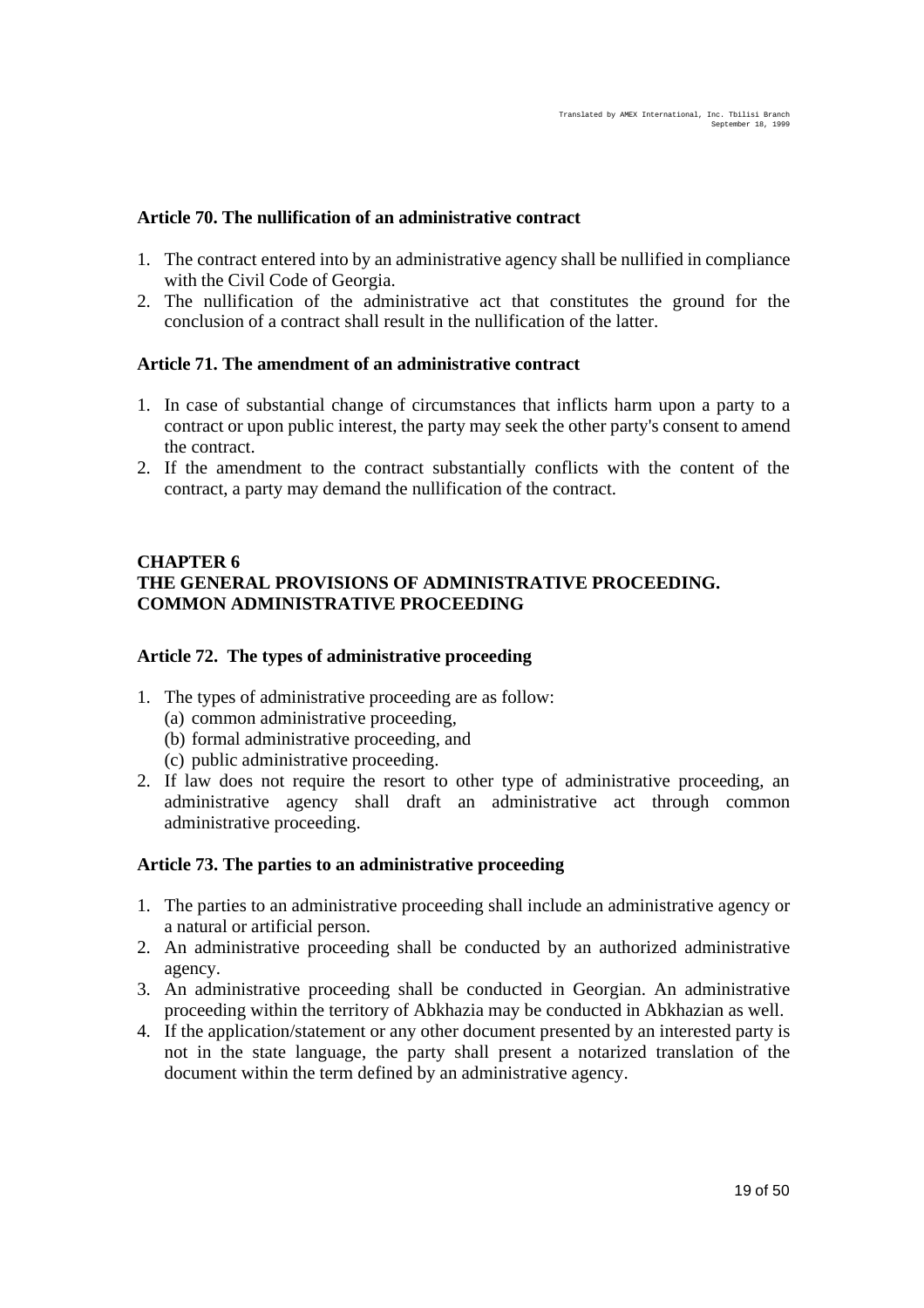### Article 70. The nullification of an administrative contract

1. The contract entered into by an administrative agency shall be nullified in compliance with the Civil Code of Georgia.
2. The nullification of the administrative act that constitutes the ground for the conclusion of a contract shall result in the nullification of the latter.

### Article 71. The amendment of an administrative contract

1. In case of substantial change of circumstances that inflicts harm upon a party to a contract or upon public interest, the party may seek the other party's consent to amend the contract.
2. If the amendment to the contract substantially conflicts with the content of the contract, a party may demand the nullification of the contract.

## CHAPTER 6
## THE GENERAL PROVISIONS OF ADMINISTRATIVE PROCEEDING. COMMON ADMINISTRATIVE PROCEEDING

### Article 72. The types of administrative proceeding

1. The types of administrative proceeding are as follow:
   (a) common administrative proceeding,
   (b) formal administrative proceeding, and
   (c) public administrative proceeding.
2. If law does not require the resort to other type of administrative proceeding, an administrative agency shall draft an administrative act through common administrative proceeding.

### Article 73. The parties to an administrative proceeding

1. The parties to an administrative proceeding shall include an administrative agency or a natural or artificial person.
2. An administrative proceeding shall be conducted by an authorized administrative agency.
3. An administrative proceeding shall be conducted in Georgian. An administrative proceeding within the territory of Abkhazia may be conducted in Abkhazian as well.
4. If the application/statement or any other document presented by an interested party is not in the state language, the party shall present a notarized translation of the document within the term defined by an administrative agency.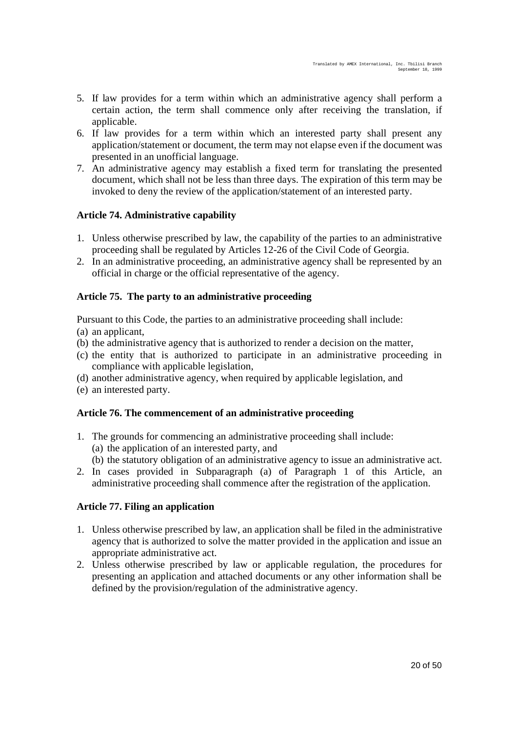5. If law provides for a term within which an administrative agency shall perform a certain action, the term shall commence only after receiving the translation, if applicable.
6. If law provides for a term within which an interested party shall present any application/statement or document, the term may not elapse even if the document was presented in an unofficial language.
7. An administrative agency may establish a fixed term for translating the presented document, which shall not be less than three days. The expiration of this term may be invoked to deny the review of the application/statement of an interested party.

### Article 74. Administrative capability

1. Unless otherwise prescribed by law, the capability of the parties to an administrative proceeding shall be regulated by Articles 12-26 of the Civil Code of Georgia.
2. In an administrative proceeding, an administrative agency shall be represented by an official in charge or the official representative of the agency.

### Article 75. The party to an administrative proceeding

Pursuant to this Code, the parties to an administrative proceeding shall include:
(a) an applicant,
(b) the administrative agency that is authorized to render a decision on the matter,
(c) the entity that is authorized to participate in an administrative proceeding in compliance with applicable legislation,
(d) another administrative agency, when required by applicable legislation, and
(e) an interested party.

### Article 76. The commencement of an administrative proceeding

1. The grounds for commencing an administrative proceeding shall include:
   (a) the application of an interested party, and
   (b) the statutory obligation of an administrative agency to issue an administrative act.
2. In cases provided in Subparagraph (a) of Paragraph 1 of this Article, an administrative proceeding shall commence after the registration of the application.

### Article 77. Filing an application

1. Unless otherwise prescribed by law, an application shall be filed in the administrative agency that is authorized to solve the matter provided in the application and issue an appropriate administrative act.
2. Unless otherwise prescribed by law or applicable regulation, the procedures for presenting an application and attached documents or any other information shall be defined by the provision/regulation of the administrative agency.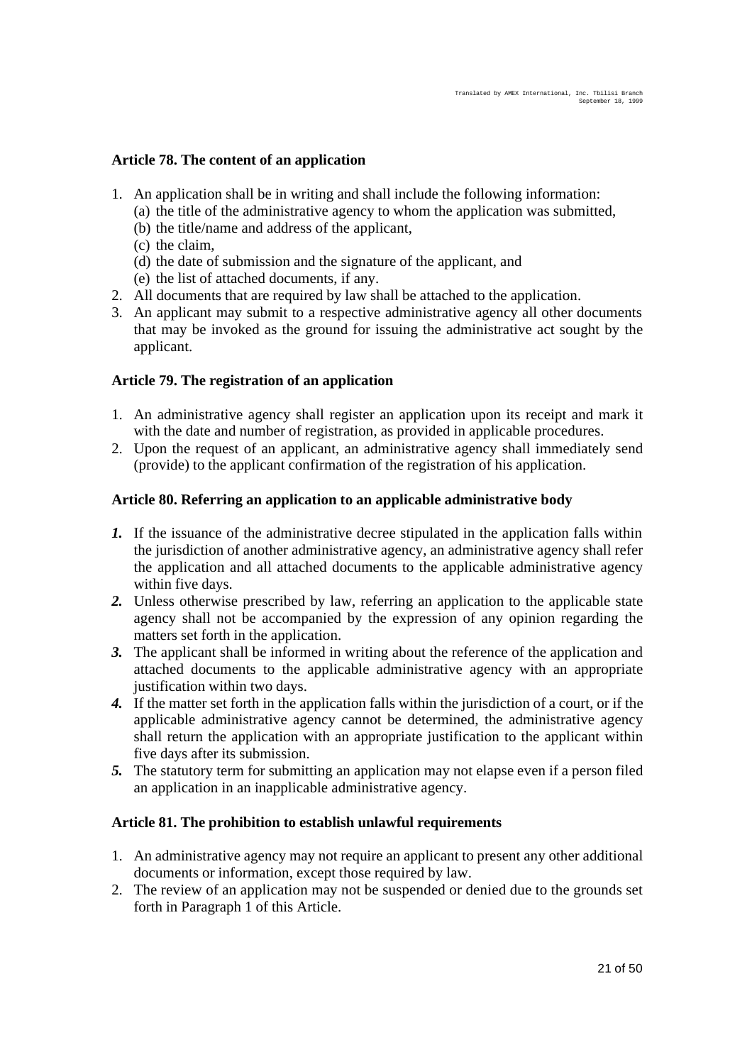### Article 78. The content of an application

1. An application shall be in writing and shall include the following information:
   (a) the title of the administrative agency to whom the application was submitted,
   (b) the title/name and address of the applicant,
   (c) the claim,
   (d) the date of submission and the signature of the applicant, and
   (e) the list of attached documents, if any.
2. All documents that are required by law shall be attached to the application.
3. An applicant may submit to a respective administrative agency all other documents that may be invoked as the ground for issuing the administrative act sought by the applicant.

### Article 79. The registration of an application

1. An administrative agency shall register an application upon its receipt and mark it with the date and number of registration, as provided in applicable procedures.
2. Upon the request of an applicant, an administrative agency shall immediately send (provide) to the applicant confirmation of the registration of his application.

### Article 80. Referring an application to an applicable administrative body

***1.*** If the issuance of the administrative decree stipulated in the application falls within the jurisdiction of another administrative agency, an administrative agency shall refer the application and all attached documents to the applicable administrative agency within five days.

***2.*** Unless otherwise prescribed by law, referring an application to the applicable state agency shall not be accompanied by the expression of any opinion regarding the matters set forth in the application.

***3.*** The applicant shall be informed in writing about the reference of the application and attached documents to the applicable administrative agency with an appropriate justification within two days.

***4.*** If the matter set forth in the application falls within the jurisdiction of a court, or if the applicable administrative agency cannot be determined, the administrative agency shall return the application with an appropriate justification to the applicant within five days after its submission.

***5.*** The statutory term for submitting an application may not elapse even if a person filed an application in an inapplicable administrative agency.

### Article 81. The prohibition to establish unlawful requirements

1. An administrative agency may not require an applicant to present any other additional documents or information, except those required by law.
2. The review of an application may not be suspended or denied due to the grounds set forth in Paragraph 1 of this Article.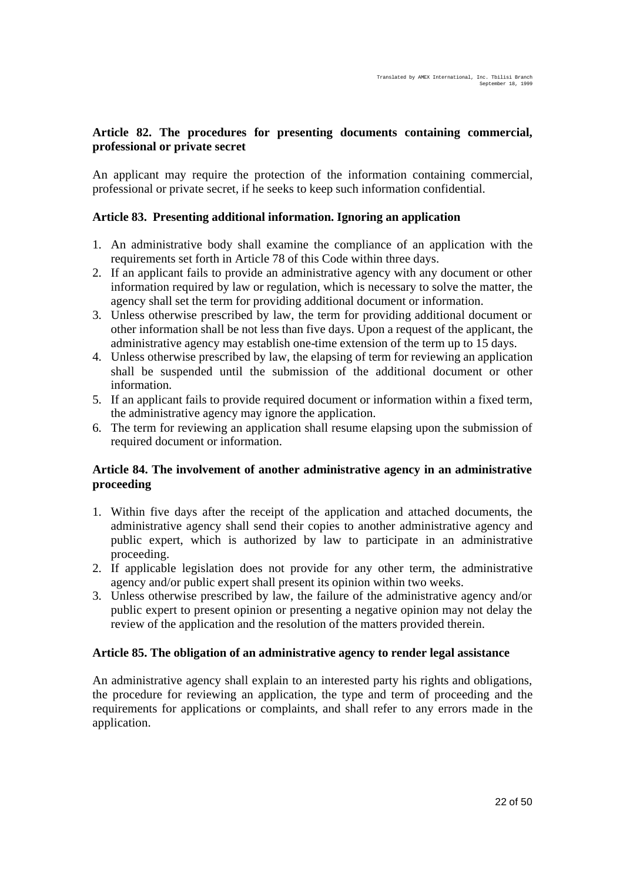**Article 82. The procedures for presenting documents containing commercial, professional or private secret**

An applicant may require the protection of the information containing commercial, professional or private secret, if he seeks to keep such information confidential.

**Article 83. Presenting additional information. Ignoring an application**

1. An administrative body shall examine the compliance of an application with the requirements set forth in Article 78 of this Code within three days.
2. If an applicant fails to provide an administrative agency with any document or other information required by law or regulation, which is necessary to solve the matter, the agency shall set the term for providing additional document or information.
3. Unless otherwise prescribed by law, the term for providing additional document or other information shall be not less than five days. Upon a request of the applicant, the administrative agency may establish one-time extension of the term up to 15 days.
4. Unless otherwise prescribed by law, the elapsing of term for reviewing an application shall be suspended until the submission of the additional document or other information.
5. If an applicant fails to provide required document or information within a fixed term, the administrative agency may ignore the application.
6. The term for reviewing an application shall resume elapsing upon the submission of required document or information.

**Article 84. The involvement of another administrative agency in an administrative proceeding**

1. Within five days after the receipt of the application and attached documents, the administrative agency shall send their copies to another administrative agency and public expert, which is authorized by law to participate in an administrative proceeding.
2. If applicable legislation does not provide for any other term, the administrative agency and/or public expert shall present its opinion within two weeks.
3. Unless otherwise prescribed by law, the failure of the administrative agency and/or public expert to present opinion or presenting a negative opinion may not delay the review of the application and the resolution of the matters provided therein.

**Article 85. The obligation of an administrative agency to render legal assistance**

An administrative agency shall explain to an interested party his rights and obligations, the procedure for reviewing an application, the type and term of proceeding and the requirements for applications or complaints, and shall refer to any errors made in the application.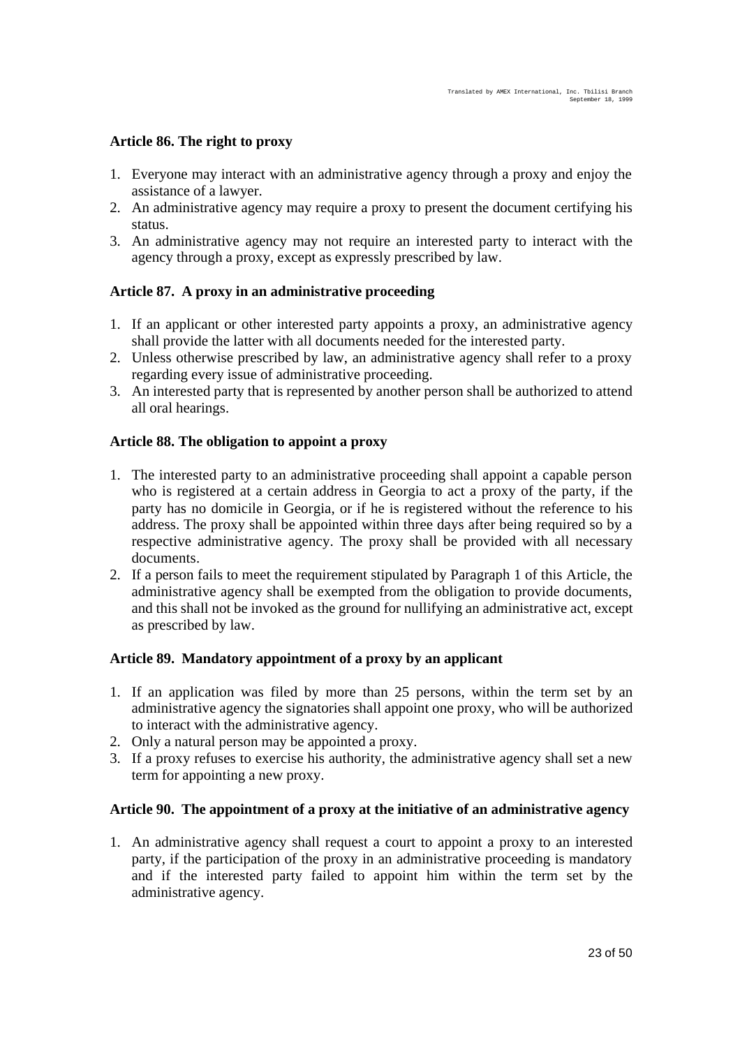### Article 86. The right to proxy

1. Everyone may interact with an administrative agency through a proxy and enjoy the assistance of a lawyer.
2. An administrative agency may require a proxy to present the document certifying his status.
3. An administrative agency may not require an interested party to interact with the agency through a proxy, except as expressly prescribed by law.

### Article 87. A proxy in an administrative proceeding

1. If an applicant or other interested party appoints a proxy, an administrative agency shall provide the latter with all documents needed for the interested party.
2. Unless otherwise prescribed by law, an administrative agency shall refer to a proxy regarding every issue of administrative proceeding.
3. An interested party that is represented by another person shall be authorized to attend all oral hearings.

### Article 88. The obligation to appoint a proxy

1. The interested party to an administrative proceeding shall appoint a capable person who is registered at a certain address in Georgia to act a proxy of the party, if the party has no domicile in Georgia, or if he is registered without the reference to his address. The proxy shall be appointed within three days after being required so by a respective administrative agency. The proxy shall be provided with all necessary documents.
2. If a person fails to meet the requirement stipulated by Paragraph 1 of this Article, the administrative agency shall be exempted from the obligation to provide documents, and this shall not be invoked as the ground for nullifying an administrative act, except as prescribed by law.

### Article 89. Mandatory appointment of a proxy by an applicant

1. If an application was filed by more than 25 persons, within the term set by an administrative agency the signatories shall appoint one proxy, who will be authorized to interact with the administrative agency.
2. Only a natural person may be appointed a proxy.
3. If a proxy refuses to exercise his authority, the administrative agency shall set a new term for appointing a new proxy.

### Article 90. The appointment of a proxy at the initiative of an administrative agency

1. An administrative agency shall request a court to appoint a proxy to an interested party, if the participation of the proxy in an administrative proceeding is mandatory and if the interested party failed to appoint him within the term set by the administrative agency.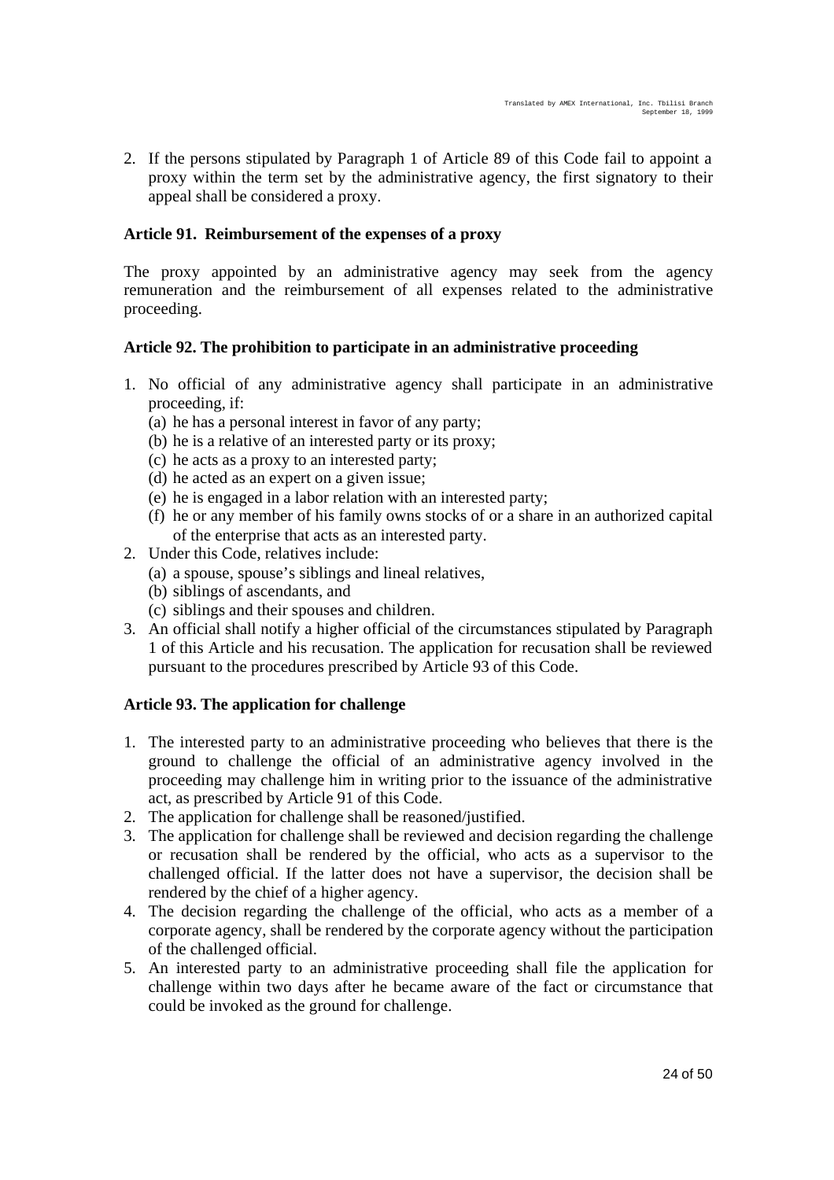2. If the persons stipulated by Paragraph 1 of Article 89 of this Code fail to appoint a proxy within the term set by the administrative agency, the first signatory to their appeal shall be considered a proxy.

### Article 91. Reimbursement of the expenses of a proxy

The proxy appointed by an administrative agency may seek from the agency remuneration and the reimbursement of all expenses related to the administrative proceeding.

### Article 92. The prohibition to participate in an administrative proceeding

1. No official of any administrative agency shall participate in an administrative proceeding, if:
   (a) he has a personal interest in favor of any party;
   (b) he is a relative of an interested party or its proxy;
   (c) he acts as a proxy to an interested party;
   (d) he acted as an expert on a given issue;
   (e) he is engaged in a labor relation with an interested party;
   (f) he or any member of his family owns stocks of or a share in an authorized capital of the enterprise that acts as an interested party.
2. Under this Code, relatives include:
   (a) a spouse, spouse's siblings and lineal relatives,
   (b) siblings of ascendants, and
   (c) siblings and their spouses and children.
3. An official shall notify a higher official of the circumstances stipulated by Paragraph 1 of this Article and his recusation. The application for recusation shall be reviewed pursuant to the procedures prescribed by Article 93 of this Code.

### Article 93. The application for challenge

1. The interested party to an administrative proceeding who believes that there is the ground to challenge the official of an administrative agency involved in the proceeding may challenge him in writing prior to the issuance of the administrative act, as prescribed by Article 91 of this Code.
2. The application for challenge shall be reasoned/justified.
3. The application for challenge shall be reviewed and decision regarding the challenge or recusation shall be rendered by the official, who acts as a supervisor to the challenged official. If the latter does not have a supervisor, the decision shall be rendered by the chief of a higher agency.
4. The decision regarding the challenge of the official, who acts as a member of a corporate agency, shall be rendered by the corporate agency without the participation of the challenged official.
5. An interested party to an administrative proceeding shall file the application for challenge within two days after he became aware of the fact or circumstance that could be invoked as the ground for challenge.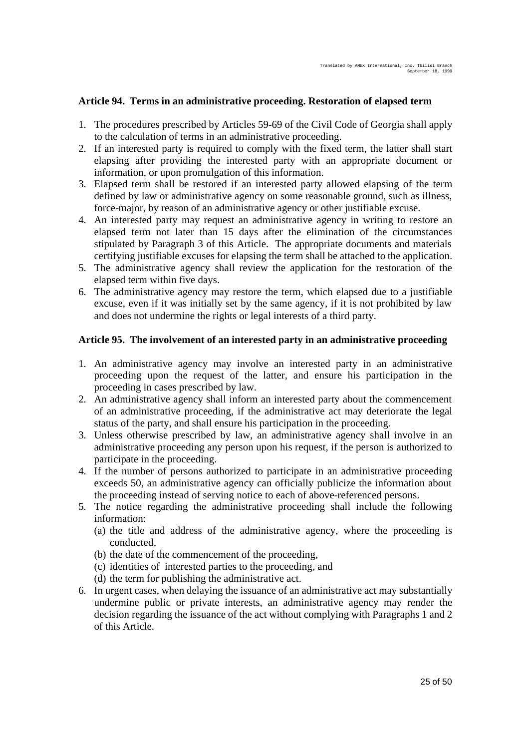**Article 94. Terms in an administrative proceeding. Restoration of elapsed term**

1. The procedures prescribed by Articles 59-69 of the Civil Code of Georgia shall apply to the calculation of terms in an administrative proceeding.
2. If an interested party is required to comply with the fixed term, the latter shall start elapsing after providing the interested party with an appropriate document or information, or upon promulgation of this information.
3. Elapsed term shall be restored if an interested party allowed elapsing of the term defined by law or administrative agency on some reasonable ground, such as illness, force-major, by reason of an administrative agency or other justifiable excuse.
4. An interested party may request an administrative agency in writing to restore an elapsed term not later than 15 days after the elimination of the circumstances stipulated by Paragraph 3 of this Article. The appropriate documents and materials certifying justifiable excuses for elapsing the term shall be attached to the application.
5. The administrative agency shall review the application for the restoration of the elapsed term within five days.
6. The administrative agency may restore the term, which elapsed due to a justifiable excuse, even if it was initially set by the same agency, if it is not prohibited by law and does not undermine the rights or legal interests of a third party.

**Article 95. The involvement of an interested party in an administrative proceeding**

1. An administrative agency may involve an interested party in an administrative proceeding upon the request of the latter, and ensure his participation in the proceeding in cases prescribed by law.
2. An administrative agency shall inform an interested party about the commencement of an administrative proceeding, if the administrative act may deteriorate the legal status of the party, and shall ensure his participation in the proceeding.
3. Unless otherwise prescribed by law, an administrative agency shall involve in an administrative proceeding any person upon his request, if the person is authorized to participate in the proceeding.
4. If the number of persons authorized to participate in an administrative proceeding exceeds 50, an administrative agency can officially publicize the information about the proceeding instead of serving notice to each of above-referenced persons.
5. The notice regarding the administrative proceeding shall include the following information:
   (a) the title and address of the administrative agency, where the proceeding is conducted,
   (b) the date of the commencement of the proceeding,
   (c) identities of interested parties to the proceeding, and
   (d) the term for publishing the administrative act.
6. In urgent cases, when delaying the issuance of an administrative act may substantially undermine public or private interests, an administrative agency may render the decision regarding the issuance of the act without complying with Paragraphs 1 and 2 of this Article.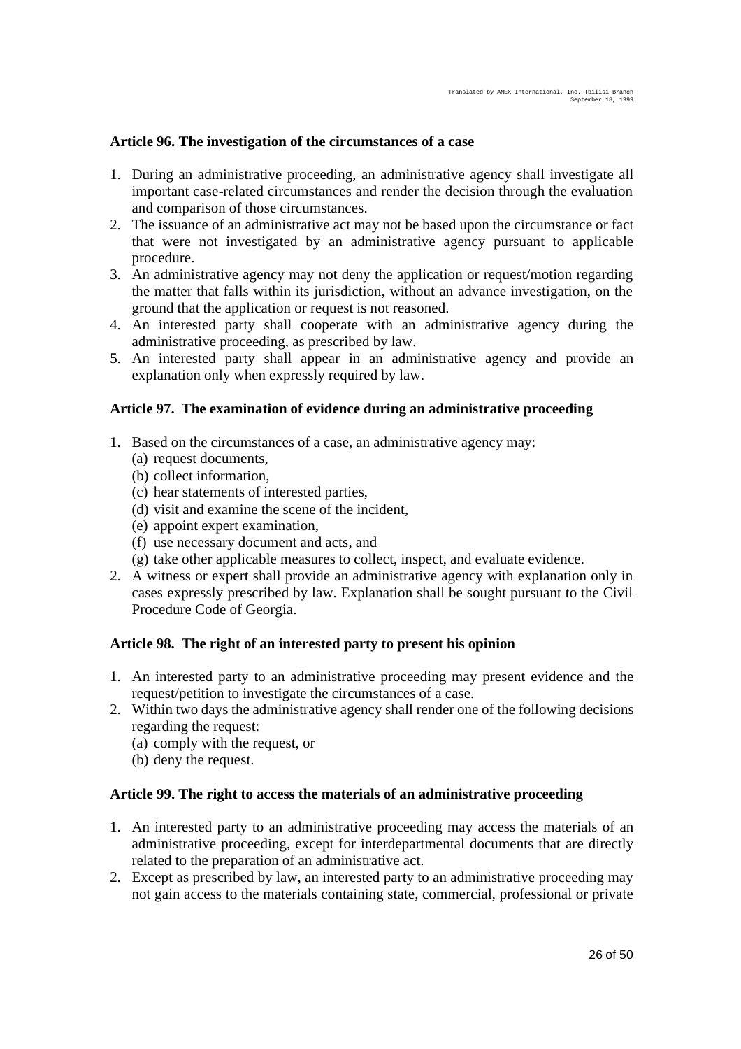### Article 96. The investigation of the circumstances of a case

1. During an administrative proceeding, an administrative agency shall investigate all important case-related circumstances and render the decision through the evaluation and comparison of those circumstances.
2. The issuance of an administrative act may not be based upon the circumstance or fact that were not investigated by an administrative agency pursuant to applicable procedure.
3. An administrative agency may not deny the application or request/motion regarding the matter that falls within its jurisdiction, without an advance investigation, on the ground that the application or request is not reasoned.
4. An interested party shall cooperate with an administrative agency during the administrative proceeding, as prescribed by law.
5. An interested party shall appear in an administrative agency and provide an explanation only when expressly required by law.

### Article 97. The examination of evidence during an administrative proceeding

1. Based on the circumstances of a case, an administrative agency may:
   (a) request documents,
   (b) collect information,
   (c) hear statements of interested parties,
   (d) visit and examine the scene of the incident,
   (e) appoint expert examination,
   (f) use necessary document and acts, and
   (g) take other applicable measures to collect, inspect, and evaluate evidence.
2. A witness or expert shall provide an administrative agency with explanation only in cases expressly prescribed by law. Explanation shall be sought pursuant to the Civil Procedure Code of Georgia.

### Article 98. The right of an interested party to present his opinion

1. An interested party to an administrative proceeding may present evidence and the request/petition to investigate the circumstances of a case.
2. Within two days the administrative agency shall render one of the following decisions regarding the request:
   (a) comply with the request, or
   (b) deny the request.

### Article 99. The right to access the materials of an administrative proceeding

1. An interested party to an administrative proceeding may access the materials of an administrative proceeding, except for interdepartmental documents that are directly related to the preparation of an administrative act.
2. Except as prescribed by law, an interested party to an administrative proceeding may not gain access to the materials containing state, commercial, professional or private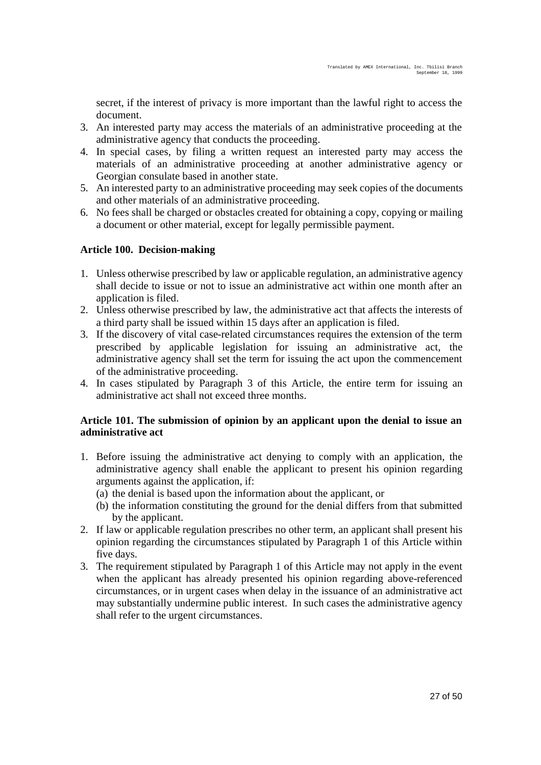secret, if the interest of privacy is more important than the lawful right to access the document.

3. An interested party may access the materials of an administrative proceeding at the administrative agency that conducts the proceeding.
4. In special cases, by filing a written request an interested party may access the materials of an administrative proceeding at another administrative agency or Georgian consulate based in another state.
5. An interested party to an administrative proceeding may seek copies of the documents and other materials of an administrative proceeding.
6. No fees shall be charged or obstacles created for obtaining a copy, copying or mailing a document or other material, except for legally permissible payment.

**Article 100. Decision-making**

1. Unless otherwise prescribed by law or applicable regulation, an administrative agency shall decide to issue or not to issue an administrative act within one month after an application is filed.
2. Unless otherwise prescribed by law, the administrative act that affects the interests of a third party shall be issued within 15 days after an application is filed.
3. If the discovery of vital case-related circumstances requires the extension of the term prescribed by applicable legislation for issuing an administrative act, the administrative agency shall set the term for issuing the act upon the commencement of the administrative proceeding.
4. In cases stipulated by Paragraph 3 of this Article, the entire term for issuing an administrative act shall not exceed three months.

**Article 101. The submission of opinion by an applicant upon the denial to issue an administrative act**

1. Before issuing the administrative act denying to comply with an application, the administrative agency shall enable the applicant to present his opinion regarding arguments against the application, if:
   (a) the denial is based upon the information about the applicant, or
   (b) the information constituting the ground for the denial differs from that submitted by the applicant.
2. If law or applicable regulation prescribes no other term, an applicant shall present his opinion regarding the circumstances stipulated by Paragraph 1 of this Article within five days.
3. The requirement stipulated by Paragraph 1 of this Article may not apply in the event when the applicant has already presented his opinion regarding above-referenced circumstances, or in urgent cases when delay in the issuance of an administrative act may substantially undermine public interest. In such cases the administrative agency shall refer to the urgent circumstances.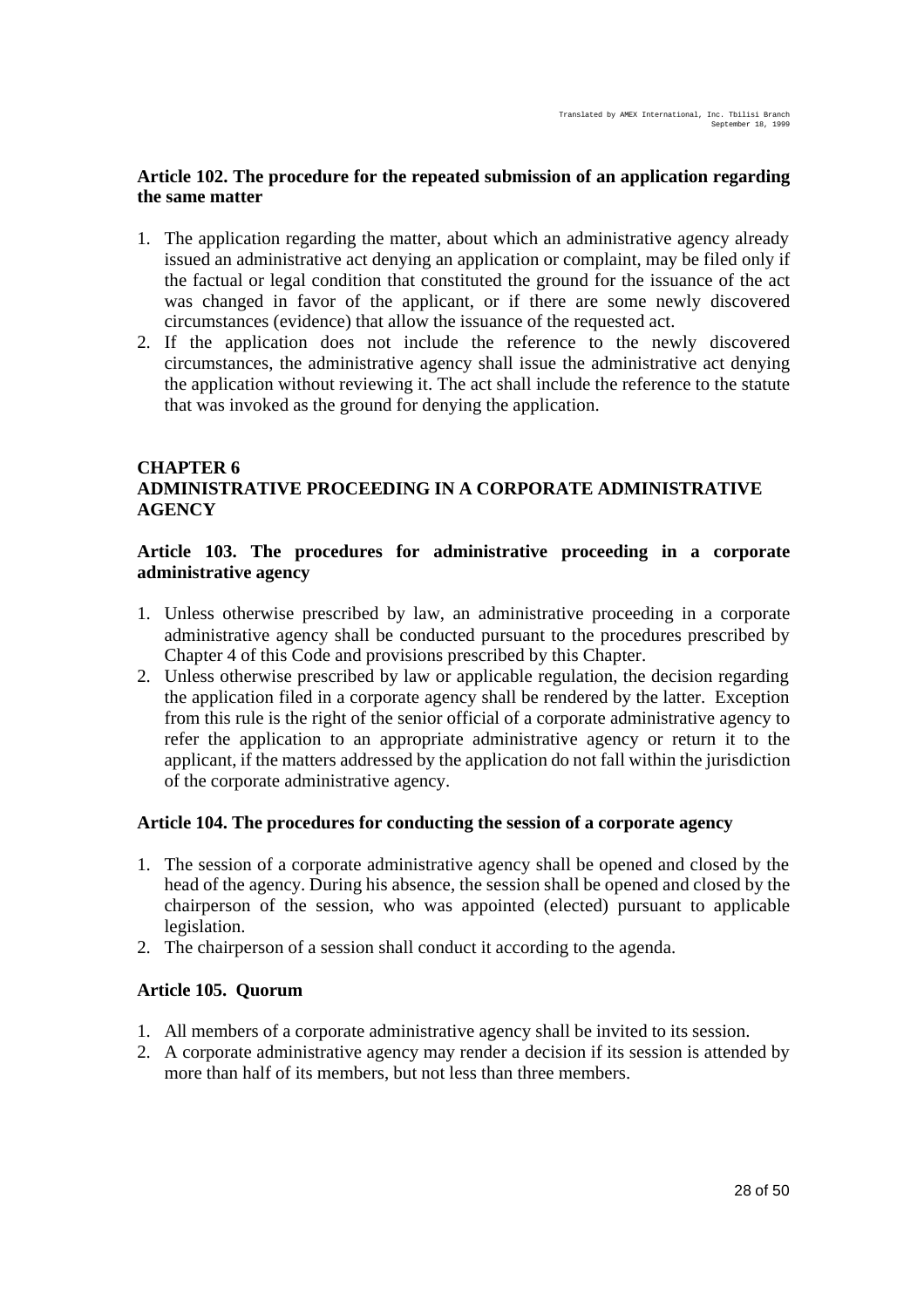### Article 102. The procedure for the repeated submission of an application regarding the same matter

1. The application regarding the matter, about which an administrative agency already issued an administrative act denying an application or complaint, may be filed only if the factual or legal condition that constituted the ground for the issuance of the act was changed in favor of the applicant, or if there are some newly discovered circumstances (evidence) that allow the issuance of the requested act.
2. If the application does not include the reference to the newly discovered circumstances, the administrative agency shall issue the administrative act denying the application without reviewing it. The act shall include the reference to the statute that was invoked as the ground for denying the application.

## CHAPTER 6
## ADMINISTRATIVE PROCEEDING IN A CORPORATE ADMINISTRATIVE AGENCY

### Article 103. The procedures for administrative proceeding in a corporate administrative agency

1. Unless otherwise prescribed by law, an administrative proceeding in a corporate administrative agency shall be conducted pursuant to the procedures prescribed by Chapter 4 of this Code and provisions prescribed by this Chapter.
2. Unless otherwise prescribed by law or applicable regulation, the decision regarding the application filed in a corporate agency shall be rendered by the latter. Exception from this rule is the right of the senior official of a corporate administrative agency to refer the application to an appropriate administrative agency or return it to the applicant, if the matters addressed by the application do not fall within the jurisdiction of the corporate administrative agency.

### Article 104. The procedures for conducting the session of a corporate agency

1. The session of a corporate administrative agency shall be opened and closed by the head of the agency. During his absence, the session shall be opened and closed by the chairperson of the session, who was appointed (elected) pursuant to applicable legislation.
2. The chairperson of a session shall conduct it according to the agenda.

### Article 105. Quorum

1. All members of a corporate administrative agency shall be invited to its session.
2. A corporate administrative agency may render a decision if its session is attended by more than half of its members, but not less than three members.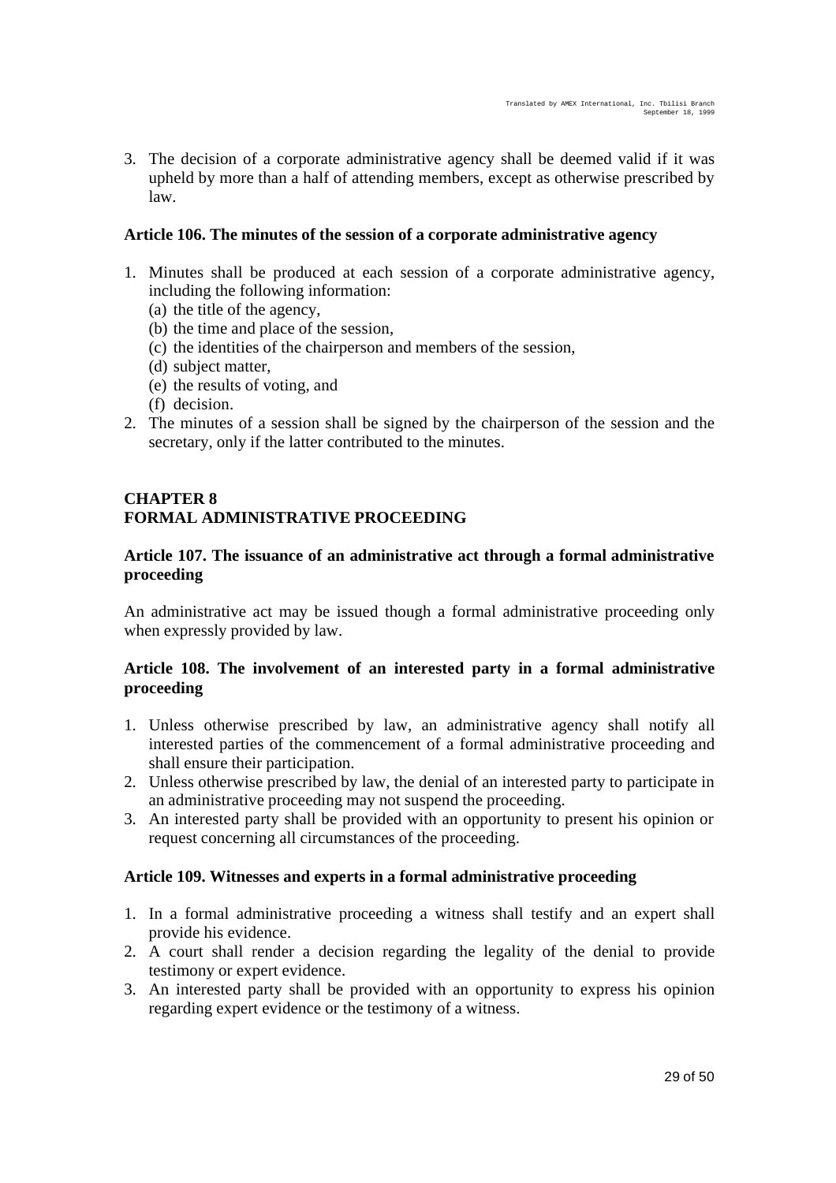3. The decision of a corporate administrative agency shall be deemed valid if it was upheld by more than a half of attending members, except as otherwise prescribed by law.

### Article 106. The minutes of the session of a corporate administrative agency

1. Minutes shall be produced at each session of a corporate administrative agency, including the following information:
   (a) the title of the agency,
   (b) the time and place of the session,
   (c) the identities of the chairperson and members of the session,
   (d) subject matter,
   (e) the results of voting, and
   (f) decision.
2. The minutes of a session shall be signed by the chairperson of the session and the secretary, only if the latter contributed to the minutes.

## CHAPTER 8
## FORMAL ADMINISTRATIVE PROCEEDING

### Article 107. The issuance of an administrative act through a formal administrative proceeding

An administrative act may be issued though a formal administrative proceeding only when expressly provided by law.

### Article 108. The involvement of an interested party in a formal administrative proceeding

1. Unless otherwise prescribed by law, an administrative agency shall notify all interested parties of the commencement of a formal administrative proceeding and shall ensure their participation.
2. Unless otherwise prescribed by law, the denial of an interested party to participate in an administrative proceeding may not suspend the proceeding.
3. An interested party shall be provided with an opportunity to present his opinion or request concerning all circumstances of the proceeding.

### Article 109. Witnesses and experts in a formal administrative proceeding

1. In a formal administrative proceeding a witness shall testify and an expert shall provide his evidence.
2. A court shall render a decision regarding the legality of the denial to provide testimony or expert evidence.
3. An interested party shall be provided with an opportunity to express his opinion regarding expert evidence or the testimony of a witness.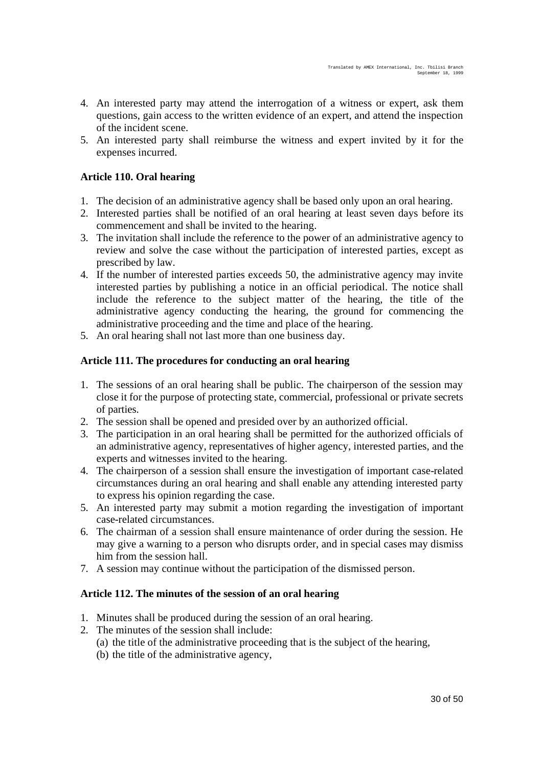4. An interested party may attend the interrogation of a witness or expert, ask them questions, gain access to the written evidence of an expert, and attend the inspection of the incident scene.
5. An interested party shall reimburse the witness and expert invited by it for the expenses incurred.

### Article 110. Oral hearing

1. The decision of an administrative agency shall be based only upon an oral hearing.
2. Interested parties shall be notified of an oral hearing at least seven days before its commencement and shall be invited to the hearing.
3. The invitation shall include the reference to the power of an administrative agency to review and solve the case without the participation of interested parties, except as prescribed by law.
4. If the number of interested parties exceeds 50, the administrative agency may invite interested parties by publishing a notice in an official periodical. The notice shall include the reference to the subject matter of the hearing, the title of the administrative agency conducting the hearing, the ground for commencing the administrative proceeding and the time and place of the hearing.
5. An oral hearing shall not last more than one business day.

### Article 111. The procedures for conducting an oral hearing

1. The sessions of an oral hearing shall be public. The chairperson of the session may close it for the purpose of protecting state, commercial, professional or private secrets of parties.
2. The session shall be opened and presided over by an authorized official.
3. The participation in an oral hearing shall be permitted for the authorized officials of an administrative agency, representatives of higher agency, interested parties, and the experts and witnesses invited to the hearing.
4. The chairperson of a session shall ensure the investigation of important case-related circumstances during an oral hearing and shall enable any attending interested party to express his opinion regarding the case.
5. An interested party may submit a motion regarding the investigation of important case-related circumstances.
6. The chairman of a session shall ensure maintenance of order during the session. He may give a warning to a person who disrupts order, and in special cases may dismiss him from the session hall.
7. A session may continue without the participation of the dismissed person.

### Article 112. The minutes of the session of an oral hearing

1. Minutes shall be produced during the session of an oral hearing.
2. The minutes of the session shall include:
   (a) the title of the administrative proceeding that is the subject of the hearing,
   (b) the title of the administrative agency,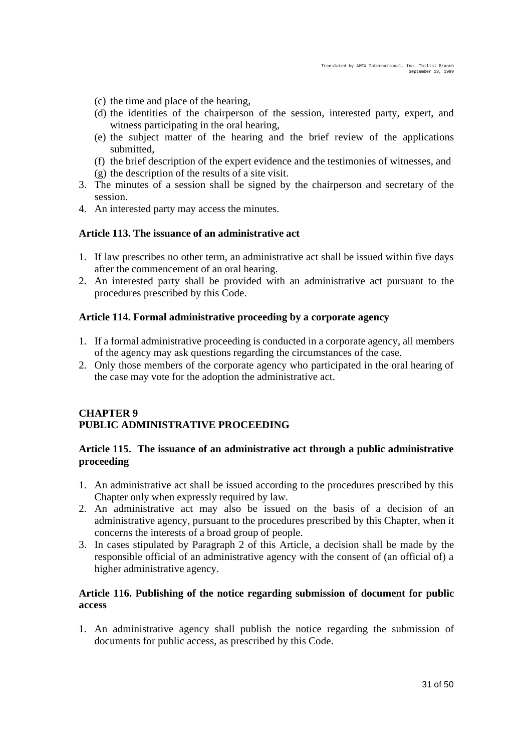(c) the time and place of the hearing,
(d) the identities of the chairperson of the session, interested party, expert, and witness participating in the oral hearing,
(e) the subject matter of the hearing and the brief review of the applications submitted,
(f) the brief description of the expert evidence and the testimonies of witnesses, and
(g) the description of the results of a site visit.

3. The minutes of a session shall be signed by the chairperson and secretary of the session.
4. An interested party may access the minutes.

### Article 113. The issuance of an administrative act

1. If law prescribes no other term, an administrative act shall be issued within five days after the commencement of an oral hearing.
2. An interested party shall be provided with an administrative act pursuant to the procedures prescribed by this Code.

### Article 114. Formal administrative proceeding by a corporate agency

1. If a formal administrative proceeding is conducted in a corporate agency, all members of the agency may ask questions regarding the circumstances of the case.
2. Only those members of the corporate agency who participated in the oral hearing of the case may vote for the adoption the administrative act.

## CHAPTER 9
## PUBLIC ADMINISTRATIVE PROCEEDING

### Article 115. The issuance of an administrative act through a public administrative proceeding

1. An administrative act shall be issued according to the procedures prescribed by this Chapter only when expressly required by law.
2. An administrative act may also be issued on the basis of a decision of an administrative agency, pursuant to the procedures prescribed by this Chapter, when it concerns the interests of a broad group of people.
3. In cases stipulated by Paragraph 2 of this Article, a decision shall be made by the responsible official of an administrative agency with the consent of (an official of) a higher administrative agency.

### Article 116. Publishing of the notice regarding submission of document for public access

1. An administrative agency shall publish the notice regarding the submission of documents for public access, as prescribed by this Code.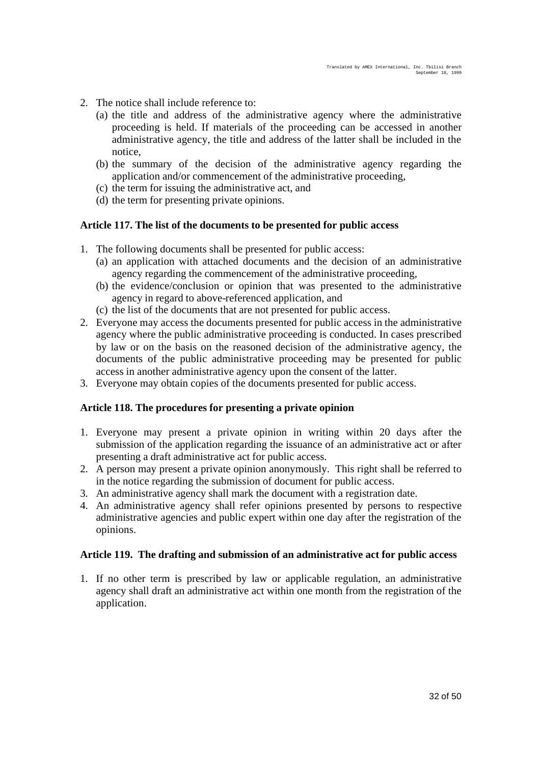2. The notice shall include reference to:
   (a) the title and address of the administrative agency where the administrative proceeding is held. If materials of the proceeding can be accessed in another administrative agency, the title and address of the latter shall be included in the notice,
   (b) the summary of the decision of the administrative agency regarding the application and/or commencement of the administrative proceeding,
   (c) the term for issuing the administrative act, and
   (d) the term for presenting private opinions.

**Article 117. The list of the documents to be presented for public access**

1. The following documents shall be presented for public access:
   (a) an application with attached documents and the decision of an administrative agency regarding the commencement of the administrative proceeding,
   (b) the evidence/conclusion or opinion that was presented to the administrative agency in regard to above-referenced application, and
   (c) the list of the documents that are not presented for public access.
2. Everyone may access the documents presented for public access in the administrative agency where the public administrative proceeding is conducted. In cases prescribed by law or on the basis on the reasoned decision of the administrative agency, the documents of the public administrative proceeding may be presented for public access in another administrative agency upon the consent of the latter.
3. Everyone may obtain copies of the documents presented for public access.

**Article 118. The procedures for presenting a private opinion**

1. Everyone may present a private opinion in writing within 20 days after the submission of the application regarding the issuance of an administrative act or after presenting a draft administrative act for public access.
2. A person may present a private opinion anonymously. This right shall be referred to in the notice regarding the submission of document for public access.
3. An administrative agency shall mark the document with a registration date.
4. An administrative agency shall refer opinions presented by persons to respective administrative agencies and public expert within one day after the registration of the opinions.

**Article 119. The drafting and submission of an administrative act for public access**

1. If no other term is prescribed by law or applicable regulation, an administrative agency shall draft an administrative act within one month from the registration of the application.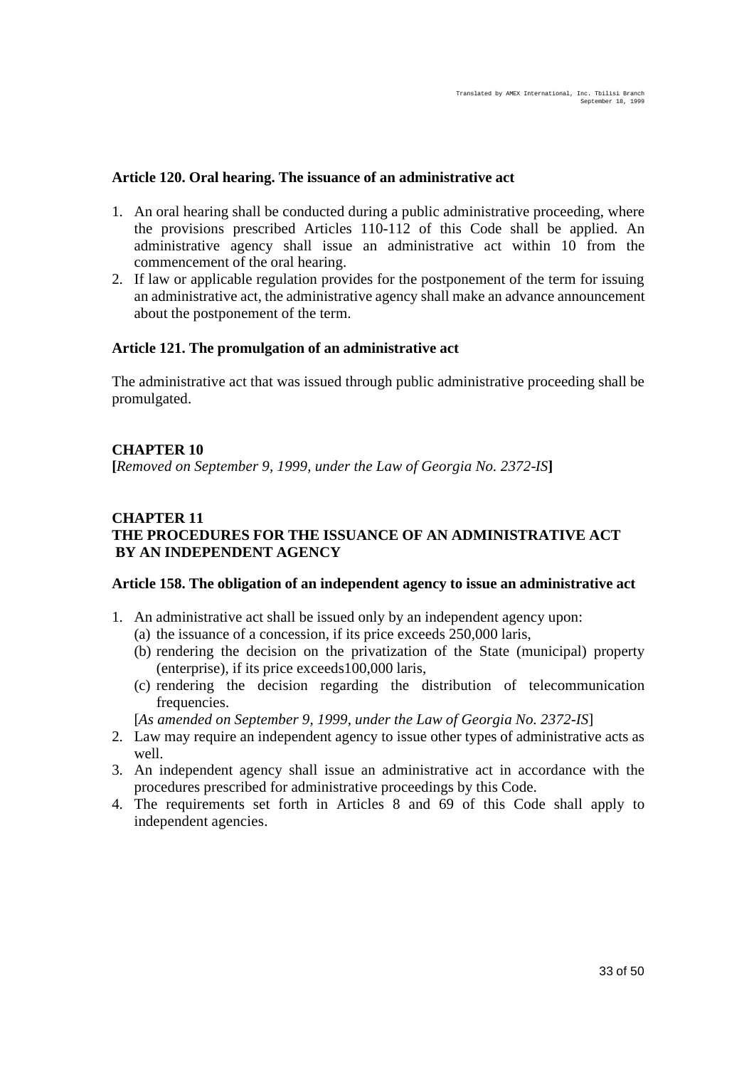### Article 120. Oral hearing. The issuance of an administrative act

1. An oral hearing shall be conducted during a public administrative proceeding, where the provisions prescribed Articles 110-112 of this Code shall be applied. An administrative agency shall issue an administrative act within 10 from the commencement of the oral hearing.
2. If law or applicable regulation provides for the postponement of the term for issuing an administrative act, the administrative agency shall make an advance announcement about the postponement of the term.

### Article 121. The promulgation of an administrative act

The administrative act that was issued through public administrative proceeding shall be promulgated.

## CHAPTER 10

**[***Removed on September 9, 1999, under the Law of Georgia No. 2372-IS***]**

## CHAPTER 11
## THE PROCEDURES FOR THE ISSUANCE OF AN ADMINISTRATIVE ACT BY AN INDEPENDENT AGENCY

### Article 158. The obligation of an independent agency to issue an administrative act

1. An administrative act shall be issued only by an independent agency upon:
   (a) the issuance of a concession, if its price exceeds 250,000 laris,
   (b) rendering the decision on the privatization of the State (municipal) property (enterprise), if its price exceeds100,000 laris,
   (c) rendering the decision regarding the distribution of telecommunication frequencies.

   [*As amended on September 9, 1999, under the Law of Georgia No. 2372-IS*]
2. Law may require an independent agency to issue other types of administrative acts as well.
3. An independent agency shall issue an administrative act in accordance with the procedures prescribed for administrative proceedings by this Code.
4. The requirements set forth in Articles 8 and 69 of this Code shall apply to independent agencies.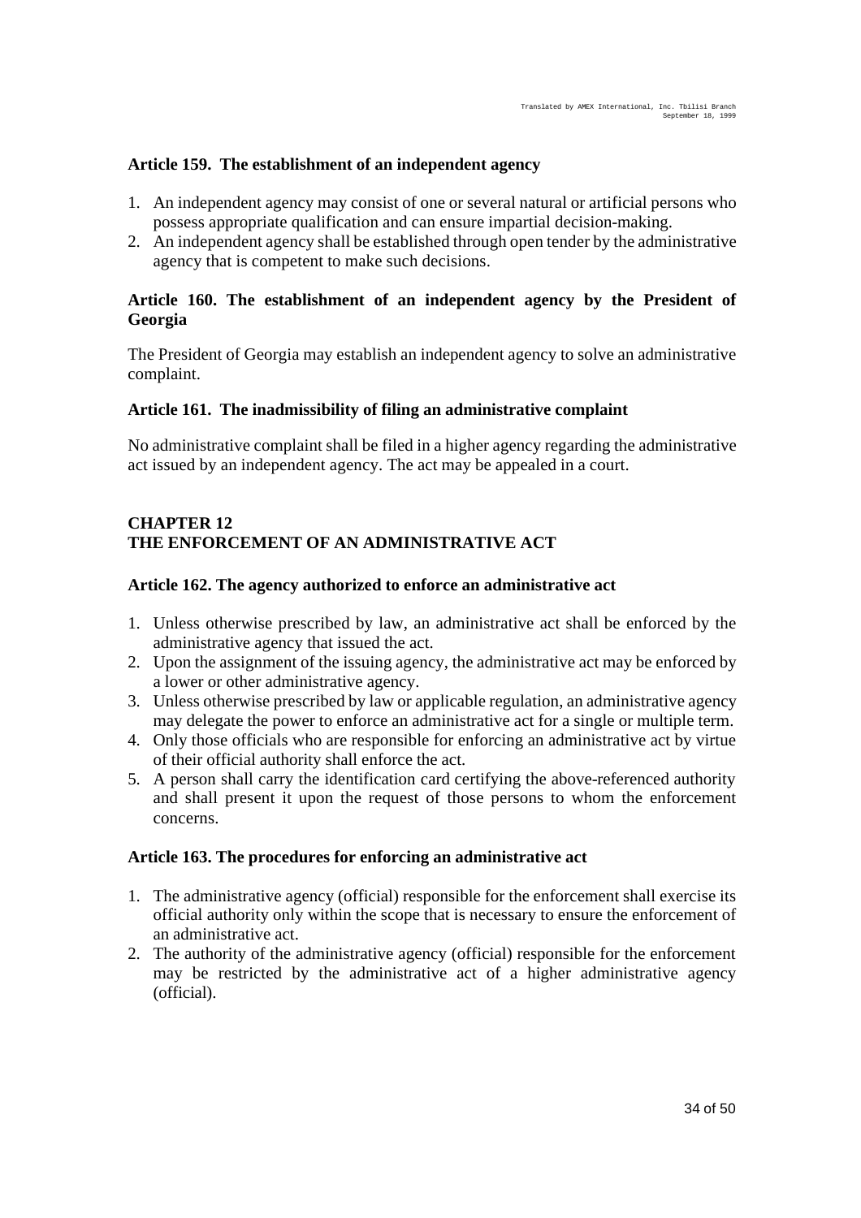### Article 159. The establishment of an independent agency

1. An independent agency may consist of one or several natural or artificial persons who possess appropriate qualification and can ensure impartial decision-making.
2. An independent agency shall be established through open tender by the administrative agency that is competent to make such decisions.

### Article 160. The establishment of an independent agency by the President of Georgia

The President of Georgia may establish an independent agency to solve an administrative complaint.

### Article 161. The inadmissibility of filing an administrative complaint

No administrative complaint shall be filed in a higher agency regarding the administrative act issued by an independent agency. The act may be appealed in a court.

## CHAPTER 12
## THE ENFORCEMENT OF AN ADMINISTRATIVE ACT

### Article 162. The agency authorized to enforce an administrative act

1. Unless otherwise prescribed by law, an administrative act shall be enforced by the administrative agency that issued the act.
2. Upon the assignment of the issuing agency, the administrative act may be enforced by a lower or other administrative agency.
3. Unless otherwise prescribed by law or applicable regulation, an administrative agency may delegate the power to enforce an administrative act for a single or multiple term.
4. Only those officials who are responsible for enforcing an administrative act by virtue of their official authority shall enforce the act.
5. A person shall carry the identification card certifying the above-referenced authority and shall present it upon the request of those persons to whom the enforcement concerns.

### Article 163. The procedures for enforcing an administrative act

1. The administrative agency (official) responsible for the enforcement shall exercise its official authority only within the scope that is necessary to ensure the enforcement of an administrative act.
2. The authority of the administrative agency (official) responsible for the enforcement may be restricted by the administrative act of a higher administrative agency (official).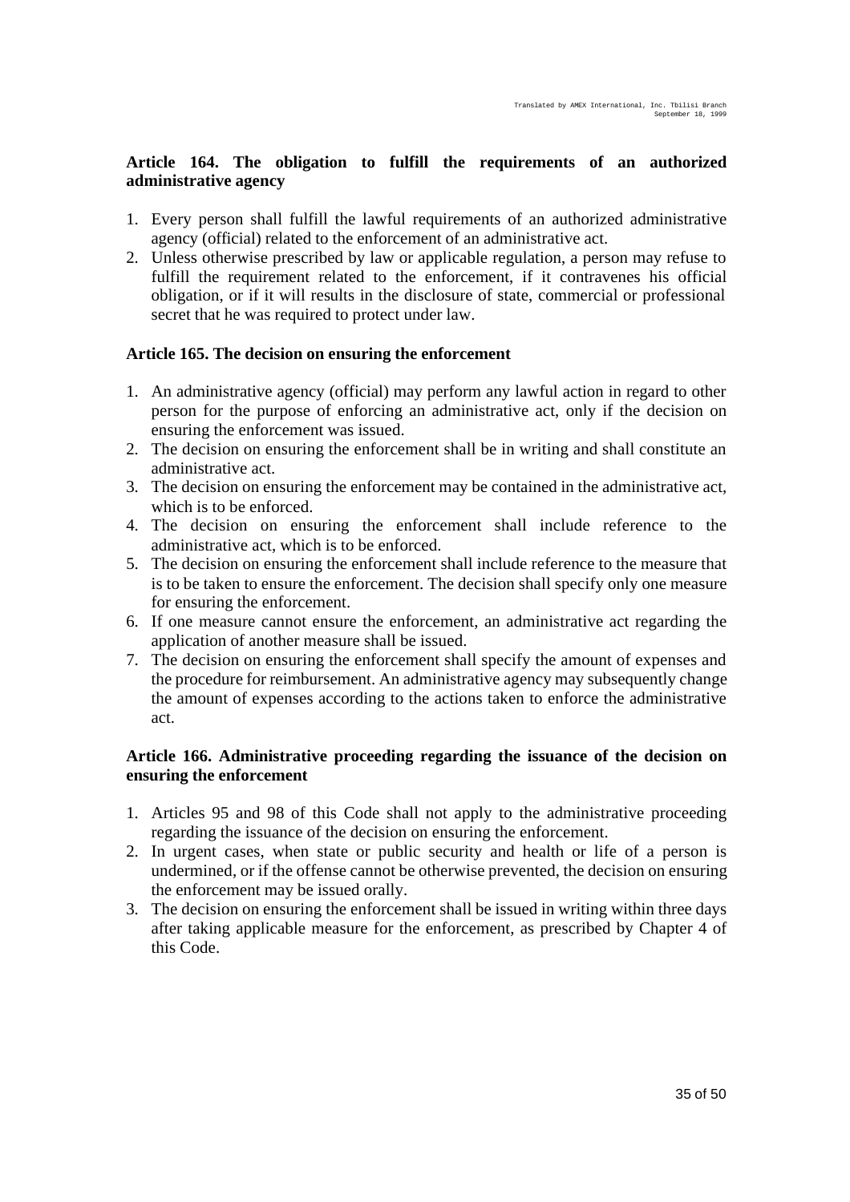### Article 164. The obligation to fulfill the requirements of an authorized administrative agency

1. Every person shall fulfill the lawful requirements of an authorized administrative agency (official) related to the enforcement of an administrative act.
2. Unless otherwise prescribed by law or applicable regulation, a person may refuse to fulfill the requirement related to the enforcement, if it contravenes his official obligation, or if it will results in the disclosure of state, commercial or professional secret that he was required to protect under law.

### Article 165. The decision on ensuring the enforcement

1. An administrative agency (official) may perform any lawful action in regard to other person for the purpose of enforcing an administrative act, only if the decision on ensuring the enforcement was issued.
2. The decision on ensuring the enforcement shall be in writing and shall constitute an administrative act.
3. The decision on ensuring the enforcement may be contained in the administrative act, which is to be enforced.
4. The decision on ensuring the enforcement shall include reference to the administrative act, which is to be enforced.
5. The decision on ensuring the enforcement shall include reference to the measure that is to be taken to ensure the enforcement. The decision shall specify only one measure for ensuring the enforcement.
6. If one measure cannot ensure the enforcement, an administrative act regarding the application of another measure shall be issued.
7. The decision on ensuring the enforcement shall specify the amount of expenses and the procedure for reimbursement. An administrative agency may subsequently change the amount of expenses according to the actions taken to enforce the administrative act.

### Article 166. Administrative proceeding regarding the issuance of the decision on ensuring the enforcement

1. Articles 95 and 98 of this Code shall not apply to the administrative proceeding regarding the issuance of the decision on ensuring the enforcement.
2. In urgent cases, when state or public security and health or life of a person is undermined, or if the offense cannot be otherwise prevented, the decision on ensuring the enforcement may be issued orally.
3. The decision on ensuring the enforcement shall be issued in writing within three days after taking applicable measure for the enforcement, as prescribed by Chapter 4 of this Code.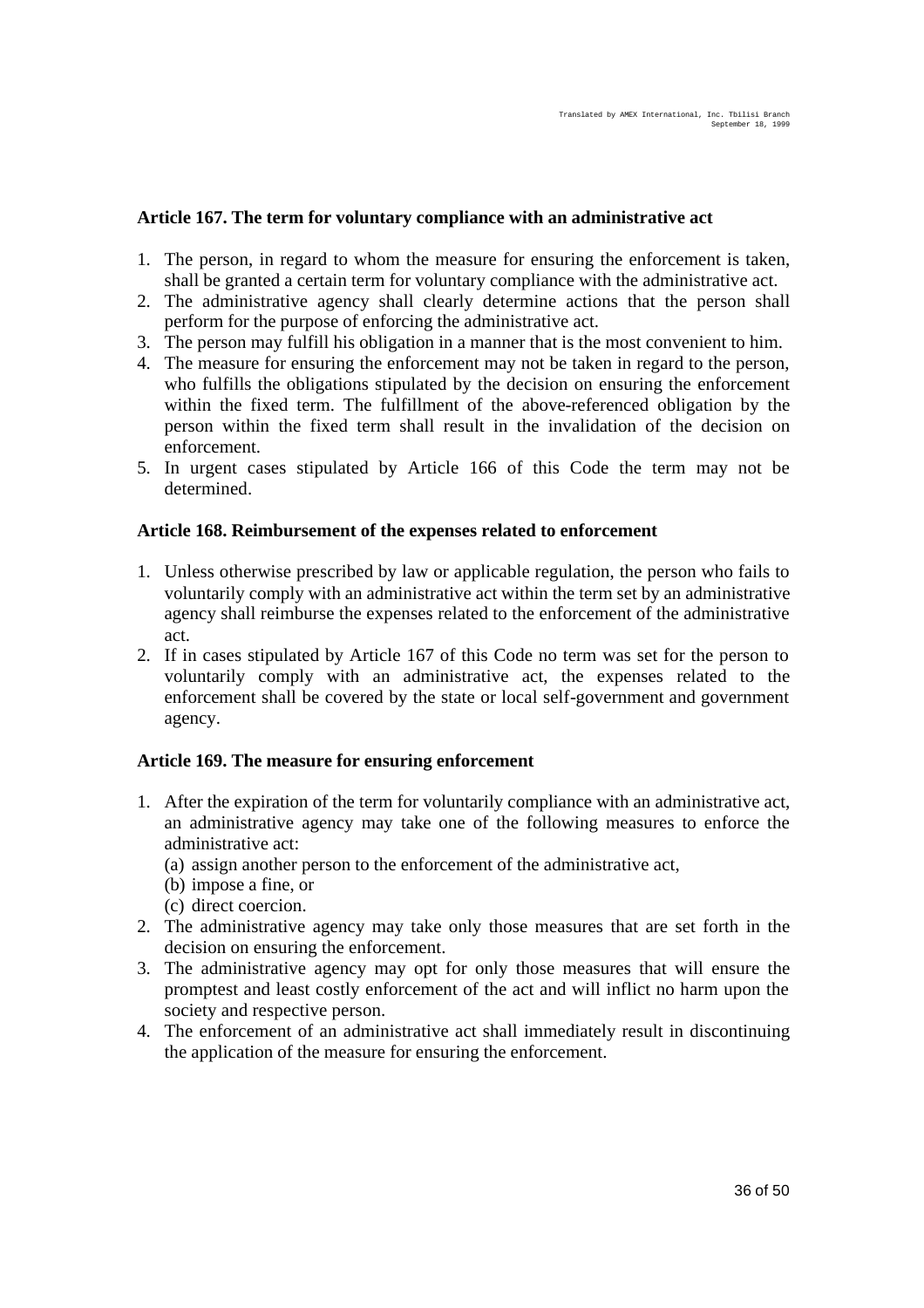### Article 167. The term for voluntary compliance with an administrative act

1. The person, in regard to whom the measure for ensuring the enforcement is taken, shall be granted a certain term for voluntary compliance with the administrative act.
2. The administrative agency shall clearly determine actions that the person shall perform for the purpose of enforcing the administrative act.
3. The person may fulfill his obligation in a manner that is the most convenient to him.
4. The measure for ensuring the enforcement may not be taken in regard to the person, who fulfills the obligations stipulated by the decision on ensuring the enforcement within the fixed term. The fulfillment of the above-referenced obligation by the person within the fixed term shall result in the invalidation of the decision on enforcement.
5. In urgent cases stipulated by Article 166 of this Code the term may not be determined.

### Article 168. Reimbursement of the expenses related to enforcement

1. Unless otherwise prescribed by law or applicable regulation, the person who fails to voluntarily comply with an administrative act within the term set by an administrative agency shall reimburse the expenses related to the enforcement of the administrative act.
2. If in cases stipulated by Article 167 of this Code no term was set for the person to voluntarily comply with an administrative act, the expenses related to the enforcement shall be covered by the state or local self-government and government agency.

### Article 169. The measure for ensuring enforcement

1. After the expiration of the term for voluntarily compliance with an administrative act, an administrative agency may take one of the following measures to enforce the administrative act:
   (a) assign another person to the enforcement of the administrative act,
   (b) impose a fine, or
   (c) direct coercion.
2. The administrative agency may take only those measures that are set forth in the decision on ensuring the enforcement.
3. The administrative agency may opt for only those measures that will ensure the promptest and least costly enforcement of the act and will inflict no harm upon the society and respective person.
4. The enforcement of an administrative act shall immediately result in discontinuing the application of the measure for ensuring the enforcement.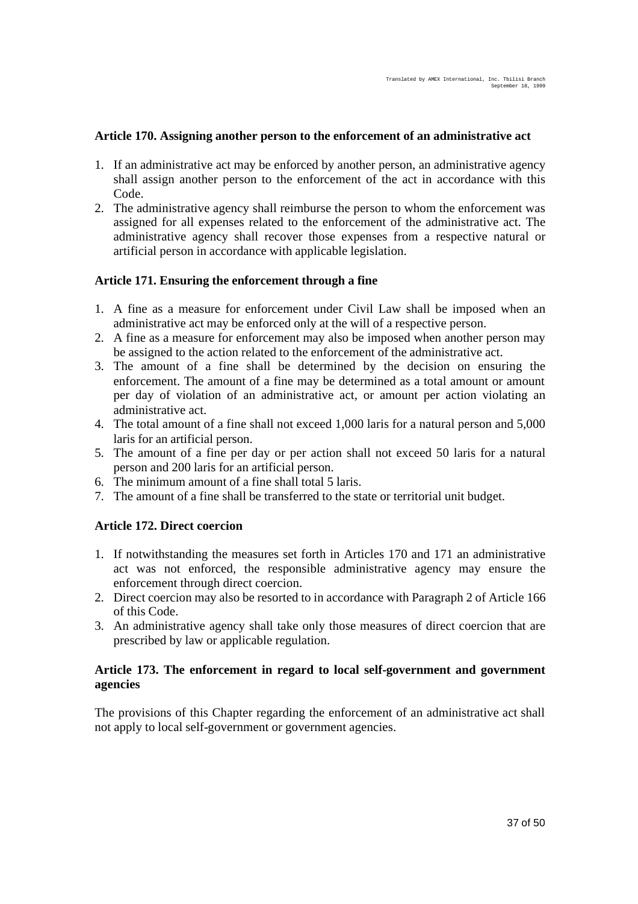### Article 170. Assigning another person to the enforcement of an administrative act

1. If an administrative act may be enforced by another person, an administrative agency shall assign another person to the enforcement of the act in accordance with this Code.
2. The administrative agency shall reimburse the person to whom the enforcement was assigned for all expenses related to the enforcement of the administrative act. The administrative agency shall recover those expenses from a respective natural or artificial person in accordance with applicable legislation.

### Article 171. Ensuring the enforcement through a fine

1. A fine as a measure for enforcement under Civil Law shall be imposed when an administrative act may be enforced only at the will of a respective person.
2. A fine as a measure for enforcement may also be imposed when another person may be assigned to the action related to the enforcement of the administrative act.
3. The amount of a fine shall be determined by the decision on ensuring the enforcement. The amount of a fine may be determined as a total amount or amount per day of violation of an administrative act, or amount per action violating an administrative act.
4. The total amount of a fine shall not exceed 1,000 laris for a natural person and 5,000 laris for an artificial person.
5. The amount of a fine per day or per action shall not exceed 50 laris for a natural person and 200 laris for an artificial person.
6. The minimum amount of a fine shall total 5 laris.
7. The amount of a fine shall be transferred to the state or territorial unit budget.

### Article 172. Direct coercion

1. If notwithstanding the measures set forth in Articles 170 and 171 an administrative act was not enforced, the responsible administrative agency may ensure the enforcement through direct coercion.
2. Direct coercion may also be resorted to in accordance with Paragraph 2 of Article 166 of this Code.
3. An administrative agency shall take only those measures of direct coercion that are prescribed by law or applicable regulation.

### Article 173. The enforcement in regard to local self-government and government agencies

The provisions of this Chapter regarding the enforcement of an administrative act shall not apply to local self-government or government agencies.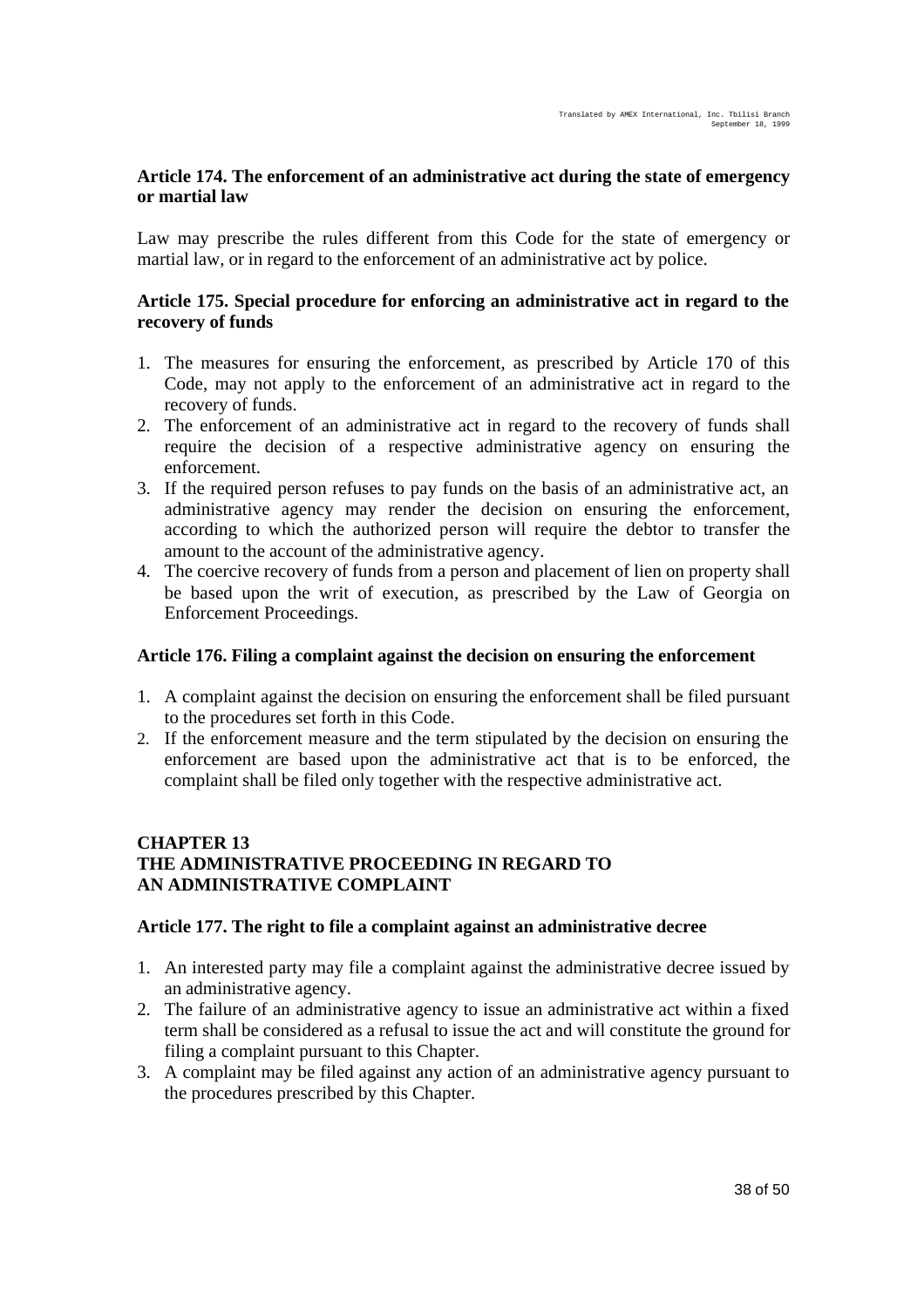### Article 174. The enforcement of an administrative act during the state of emergency or martial law

Law may prescribe the rules different from this Code for the state of emergency or martial law, or in regard to the enforcement of an administrative act by police.

### Article 175. Special procedure for enforcing an administrative act in regard to the recovery of funds

1. The measures for ensuring the enforcement, as prescribed by Article 170 of this Code, may not apply to the enforcement of an administrative act in regard to the recovery of funds.
2. The enforcement of an administrative act in regard to the recovery of funds shall require the decision of a respective administrative agency on ensuring the enforcement.
3. If the required person refuses to pay funds on the basis of an administrative act, an administrative agency may render the decision on ensuring the enforcement, according to which the authorized person will require the debtor to transfer the amount to the account of the administrative agency.
4. The coercive recovery of funds from a person and placement of lien on property shall be based upon the writ of execution, as prescribed by the Law of Georgia on Enforcement Proceedings.

### Article 176. Filing a complaint against the decision on ensuring the enforcement

1. A complaint against the decision on ensuring the enforcement shall be filed pursuant to the procedures set forth in this Code.
2. If the enforcement measure and the term stipulated by the decision on ensuring the enforcement are based upon the administrative act that is to be enforced, the complaint shall be filed only together with the respective administrative act.

## CHAPTER 13
## THE ADMINISTRATIVE PROCEEDING IN REGARD TO AN ADMINISTRATIVE COMPLAINT

### Article 177. The right to file a complaint against an administrative decree

1. An interested party may file a complaint against the administrative decree issued by an administrative agency.
2. The failure of an administrative agency to issue an administrative act within a fixed term shall be considered as a refusal to issue the act and will constitute the ground for filing a complaint pursuant to this Chapter.
3. A complaint may be filed against any action of an administrative agency pursuant to the procedures prescribed by this Chapter.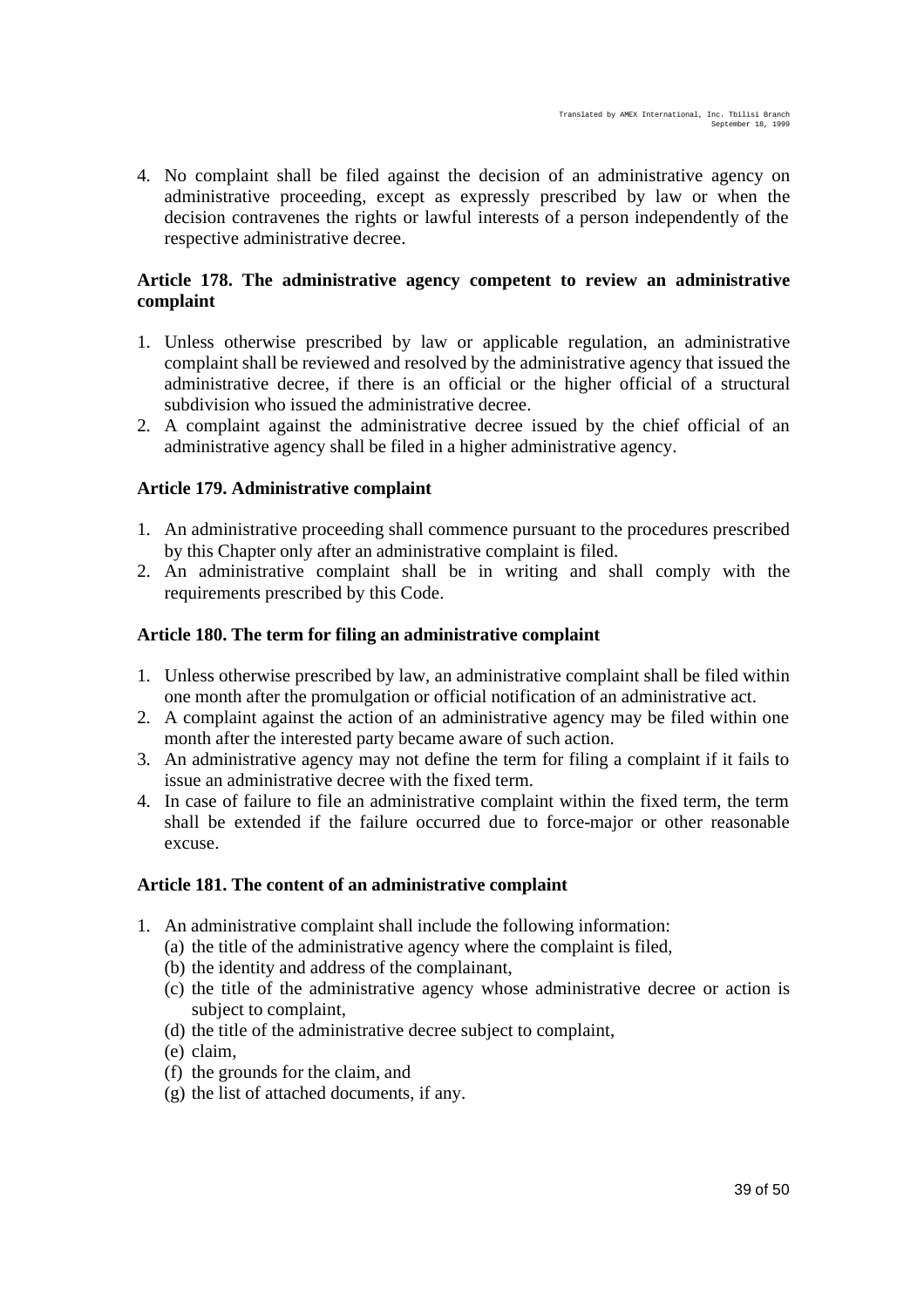4. No complaint shall be filed against the decision of an administrative agency on administrative proceeding, except as expressly prescribed by law or when the decision contravenes the rights or lawful interests of a person independently of the respective administrative decree.

**Article 178. The administrative agency competent to review an administrative complaint**

1. Unless otherwise prescribed by law or applicable regulation, an administrative complaint shall be reviewed and resolved by the administrative agency that issued the administrative decree, if there is an official or the higher official of a structural subdivision who issued the administrative decree.
2. A complaint against the administrative decree issued by the chief official of an administrative agency shall be filed in a higher administrative agency.

**Article 179. Administrative complaint**

1. An administrative proceeding shall commence pursuant to the procedures prescribed by this Chapter only after an administrative complaint is filed.
2. An administrative complaint shall be in writing and shall comply with the requirements prescribed by this Code.

**Article 180. The term for filing an administrative complaint**

1. Unless otherwise prescribed by law, an administrative complaint shall be filed within one month after the promulgation or official notification of an administrative act.
2. A complaint against the action of an administrative agency may be filed within one month after the interested party became aware of such action.
3. An administrative agency may not define the term for filing a complaint if it fails to issue an administrative decree with the fixed term.
4. In case of failure to file an administrative complaint within the fixed term, the term shall be extended if the failure occurred due to force-major or other reasonable excuse.

**Article 181. The content of an administrative complaint**

1. An administrative complaint shall include the following information:
   (a) the title of the administrative agency where the complaint is filed,
   (b) the identity and address of the complainant,
   (c) the title of the administrative agency whose administrative decree or action is subject to complaint,
   (d) the title of the administrative decree subject to complaint,
   (e) claim,
   (f) the grounds for the claim, and
   (g) the list of attached documents, if any.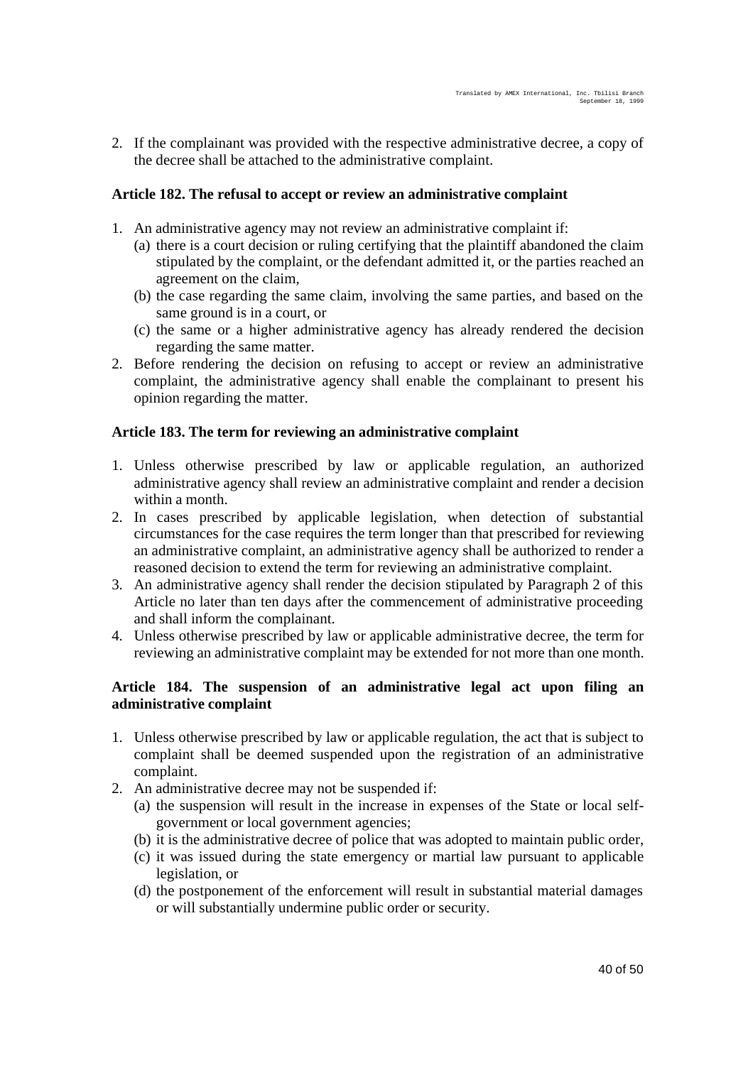2. If the complainant was provided with the respective administrative decree, a copy of the decree shall be attached to the administrative complaint.

### Article 182. The refusal to accept or review an administrative complaint

1. An administrative agency may not review an administrative complaint if:
   (a) there is a court decision or ruling certifying that the plaintiff abandoned the claim stipulated by the complaint, or the defendant admitted it, or the parties reached an agreement on the claim,
   (b) the case regarding the same claim, involving the same parties, and based on the same ground is in a court, or
   (c) the same or a higher administrative agency has already rendered the decision regarding the same matter.
2. Before rendering the decision on refusing to accept or review an administrative complaint, the administrative agency shall enable the complainant to present his opinion regarding the matter.

### Article 183. The term for reviewing an administrative complaint

1. Unless otherwise prescribed by law or applicable regulation, an authorized administrative agency shall review an administrative complaint and render a decision within a month.
2. In cases prescribed by applicable legislation, when detection of substantial circumstances for the case requires the term longer than that prescribed for reviewing an administrative complaint, an administrative agency shall be authorized to render a reasoned decision to extend the term for reviewing an administrative complaint.
3. An administrative agency shall render the decision stipulated by Paragraph 2 of this Article no later than ten days after the commencement of administrative proceeding and shall inform the complainant.
4. Unless otherwise prescribed by law or applicable administrative decree, the term for reviewing an administrative complaint may be extended for not more than one month.

### Article 184. The suspension of an administrative legal act upon filing an administrative complaint

1. Unless otherwise prescribed by law or applicable regulation, the act that is subject to complaint shall be deemed suspended upon the registration of an administrative complaint.
2. An administrative decree may not be suspended if:
   (a) the suspension will result in the increase in expenses of the State or local self-government or local government agencies;
   (b) it is the administrative decree of police that was adopted to maintain public order,
   (c) it was issued during the state emergency or martial law pursuant to applicable legislation, or
   (d) the postponement of the enforcement will result in substantial material damages or will substantially undermine public order or security.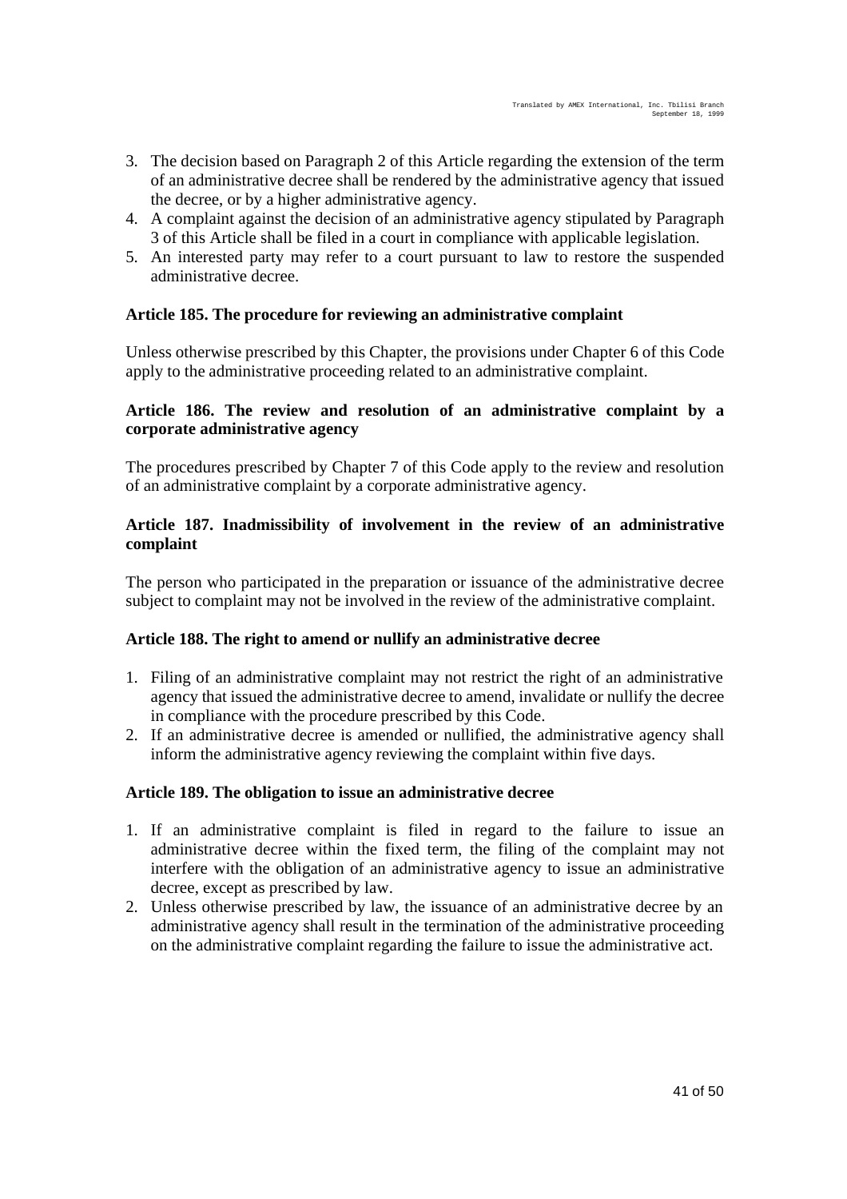3. The decision based on Paragraph 2 of this Article regarding the extension of the term of an administrative decree shall be rendered by the administrative agency that issued the decree, or by a higher administrative agency.
4. A complaint against the decision of an administrative agency stipulated by Paragraph 3 of this Article shall be filed in a court in compliance with applicable legislation.
5. An interested party may refer to a court pursuant to law to restore the suspended administrative decree.

**Article 185. The procedure for reviewing an administrative complaint**

Unless otherwise prescribed by this Chapter, the provisions under Chapter 6 of this Code apply to the administrative proceeding related to an administrative complaint.

**Article 186. The review and resolution of an administrative complaint by a corporate administrative agency**

The procedures prescribed by Chapter 7 of this Code apply to the review and resolution of an administrative complaint by a corporate administrative agency.

**Article 187. Inadmissibility of involvement in the review of an administrative complaint**

The person who participated in the preparation or issuance of the administrative decree subject to complaint may not be involved in the review of the administrative complaint.

**Article 188. The right to amend or nullify an administrative decree**

1. Filing of an administrative complaint may not restrict the right of an administrative agency that issued the administrative decree to amend, invalidate or nullify the decree in compliance with the procedure prescribed by this Code.
2. If an administrative decree is amended or nullified, the administrative agency shall inform the administrative agency reviewing the complaint within five days.

**Article 189. The obligation to issue an administrative decree**

1. If an administrative complaint is filed in regard to the failure to issue an administrative decree within the fixed term, the filing of the complaint may not interfere with the obligation of an administrative agency to issue an administrative decree, except as prescribed by law.
2. Unless otherwise prescribed by law, the issuance of an administrative decree by an administrative agency shall result in the termination of the administrative proceeding on the administrative complaint regarding the failure to issue the administrative act.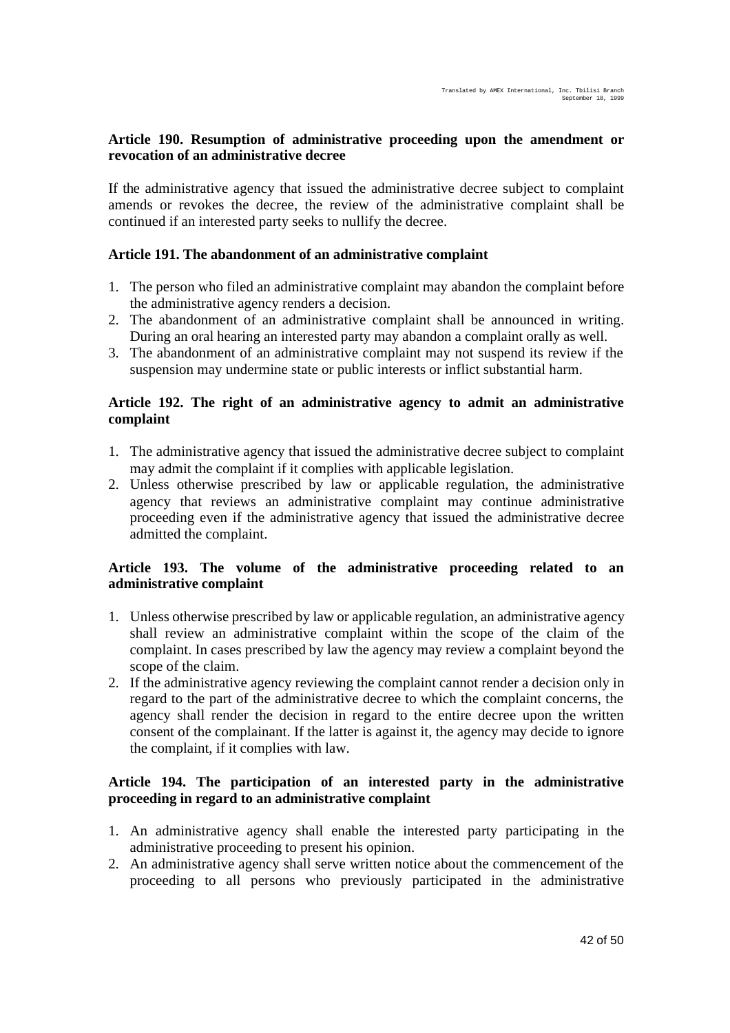### Article 190. Resumption of administrative proceeding upon the amendment or revocation of an administrative decree

If the administrative agency that issued the administrative decree subject to complaint amends or revokes the decree, the review of the administrative complaint shall be continued if an interested party seeks to nullify the decree.

### Article 191. The abandonment of an administrative complaint

1. The person who filed an administrative complaint may abandon the complaint before the administrative agency renders a decision.
2. The abandonment of an administrative complaint shall be announced in writing. During an oral hearing an interested party may abandon a complaint orally as well.
3. The abandonment of an administrative complaint may not suspend its review if the suspension may undermine state or public interests or inflict substantial harm.

### Article 192. The right of an administrative agency to admit an administrative complaint

1. The administrative agency that issued the administrative decree subject to complaint may admit the complaint if it complies with applicable legislation.
2. Unless otherwise prescribed by law or applicable regulation, the administrative agency that reviews an administrative complaint may continue administrative proceeding even if the administrative agency that issued the administrative decree admitted the complaint.

### Article 193. The volume of the administrative proceeding related to an administrative complaint

1. Unless otherwise prescribed by law or applicable regulation, an administrative agency shall review an administrative complaint within the scope of the claim of the complaint. In cases prescribed by law the agency may review a complaint beyond the scope of the claim.
2. If the administrative agency reviewing the complaint cannot render a decision only in regard to the part of the administrative decree to which the complaint concerns, the agency shall render the decision in regard to the entire decree upon the written consent of the complainant. If the latter is against it, the agency may decide to ignore the complaint, if it complies with law.

### Article 194. The participation of an interested party in the administrative proceeding in regard to an administrative complaint

1. An administrative agency shall enable the interested party participating in the administrative proceeding to present his opinion.
2. An administrative agency shall serve written notice about the commencement of the proceeding to all persons who previously participated in the administrative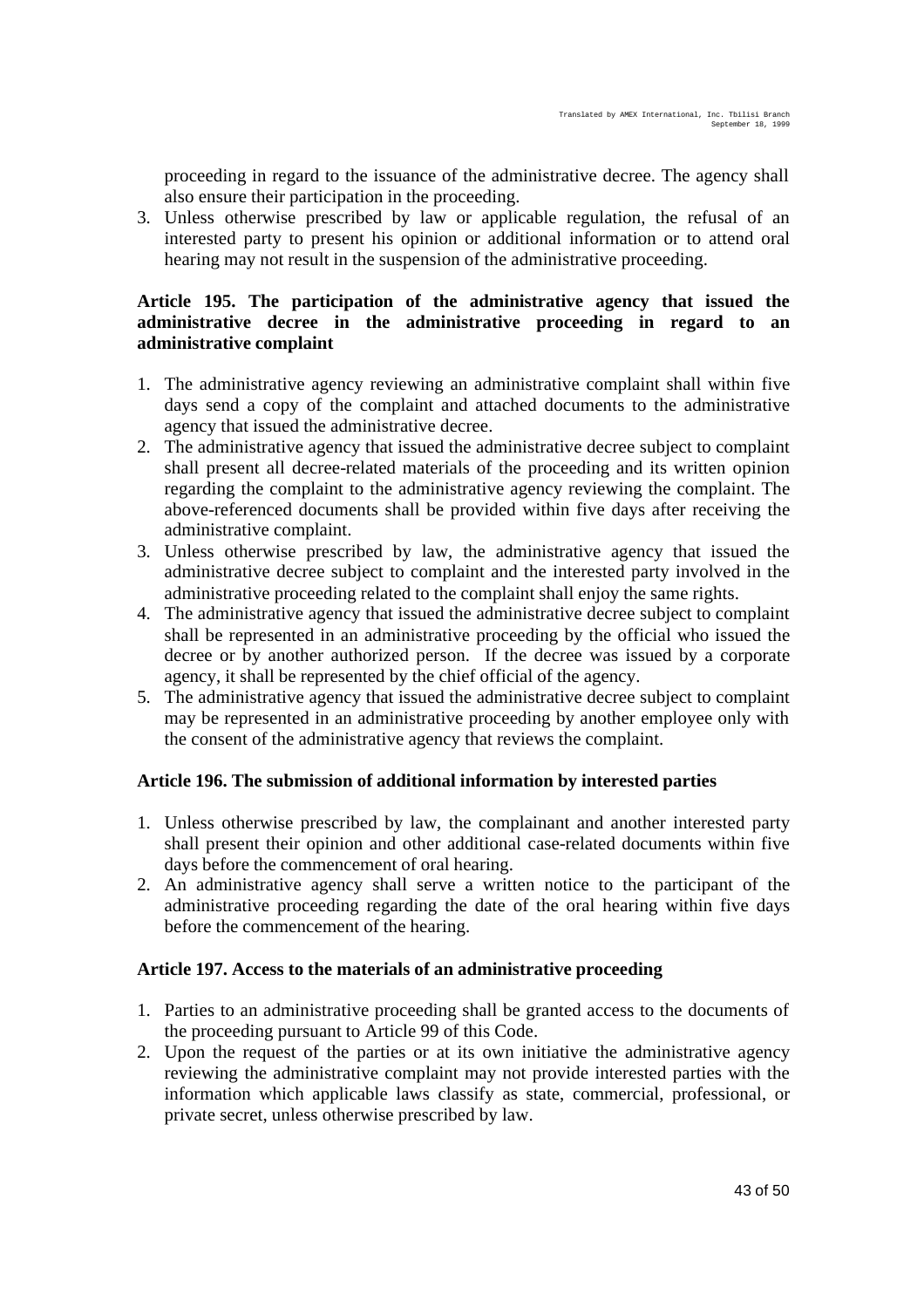proceeding in regard to the issuance of the administrative decree. The agency shall also ensure their participation in the proceeding.

3. Unless otherwise prescribed by law or applicable regulation, the refusal of an interested party to present his opinion or additional information or to attend oral hearing may not result in the suspension of the administrative proceeding.

**Article 195. The participation of the administrative agency that issued the administrative decree in the administrative proceeding in regard to an administrative complaint**

1. The administrative agency reviewing an administrative complaint shall within five days send a copy of the complaint and attached documents to the administrative agency that issued the administrative decree.
2. The administrative agency that issued the administrative decree subject to complaint shall present all decree-related materials of the proceeding and its written opinion regarding the complaint to the administrative agency reviewing the complaint. The above-referenced documents shall be provided within five days after receiving the administrative complaint.
3. Unless otherwise prescribed by law, the administrative agency that issued the administrative decree subject to complaint and the interested party involved in the administrative proceeding related to the complaint shall enjoy the same rights.
4. The administrative agency that issued the administrative decree subject to complaint shall be represented in an administrative proceeding by the official who issued the decree or by another authorized person. If the decree was issued by a corporate agency, it shall be represented by the chief official of the agency.
5. The administrative agency that issued the administrative decree subject to complaint may be represented in an administrative proceeding by another employee only with the consent of the administrative agency that reviews the complaint.

**Article 196. The submission of additional information by interested parties**

1. Unless otherwise prescribed by law, the complainant and another interested party shall present their opinion and other additional case-related documents within five days before the commencement of oral hearing.
2. An administrative agency shall serve a written notice to the participant of the administrative proceeding regarding the date of the oral hearing within five days before the commencement of the hearing.

**Article 197. Access to the materials of an administrative proceeding**

1. Parties to an administrative proceeding shall be granted access to the documents of the proceeding pursuant to Article 99 of this Code.
2. Upon the request of the parties or at its own initiative the administrative agency reviewing the administrative complaint may not provide interested parties with the information which applicable laws classify as state, commercial, professional, or private secret, unless otherwise prescribed by law.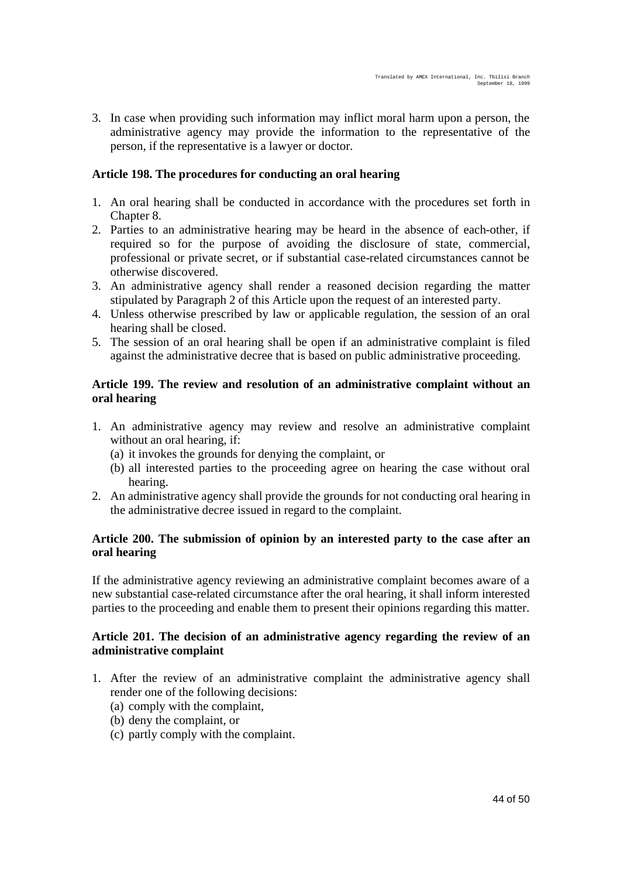3. In case when providing such information may inflict moral harm upon a person, the administrative agency may provide the information to the representative of the person, if the representative is a lawyer or doctor.

**Article 198. The procedures for conducting an oral hearing**

1. An oral hearing shall be conducted in accordance with the procedures set forth in Chapter 8.
2. Parties to an administrative hearing may be heard in the absence of each-other, if required so for the purpose of avoiding the disclosure of state, commercial, professional or private secret, or if substantial case-related circumstances cannot be otherwise discovered.
3. An administrative agency shall render a reasoned decision regarding the matter stipulated by Paragraph 2 of this Article upon the request of an interested party.
4. Unless otherwise prescribed by law or applicable regulation, the session of an oral hearing shall be closed.
5. The session of an oral hearing shall be open if an administrative complaint is filed against the administrative decree that is based on public administrative proceeding.

**Article 199. The review and resolution of an administrative complaint without an oral hearing**

1. An administrative agency may review and resolve an administrative complaint without an oral hearing, if:
   (a) it invokes the grounds for denying the complaint, or
   (b) all interested parties to the proceeding agree on hearing the case without oral hearing.
2. An administrative agency shall provide the grounds for not conducting oral hearing in the administrative decree issued in regard to the complaint.

**Article 200. The submission of opinion by an interested party to the case after an oral hearing**

If the administrative agency reviewing an administrative complaint becomes aware of a new substantial case-related circumstance after the oral hearing, it shall inform interested parties to the proceeding and enable them to present their opinions regarding this matter.

**Article 201. The decision of an administrative agency regarding the review of an administrative complaint**

1. After the review of an administrative complaint the administrative agency shall render one of the following decisions:
   (a) comply with the complaint,
   (b) deny the complaint, or
   (c) partly comply with the complaint.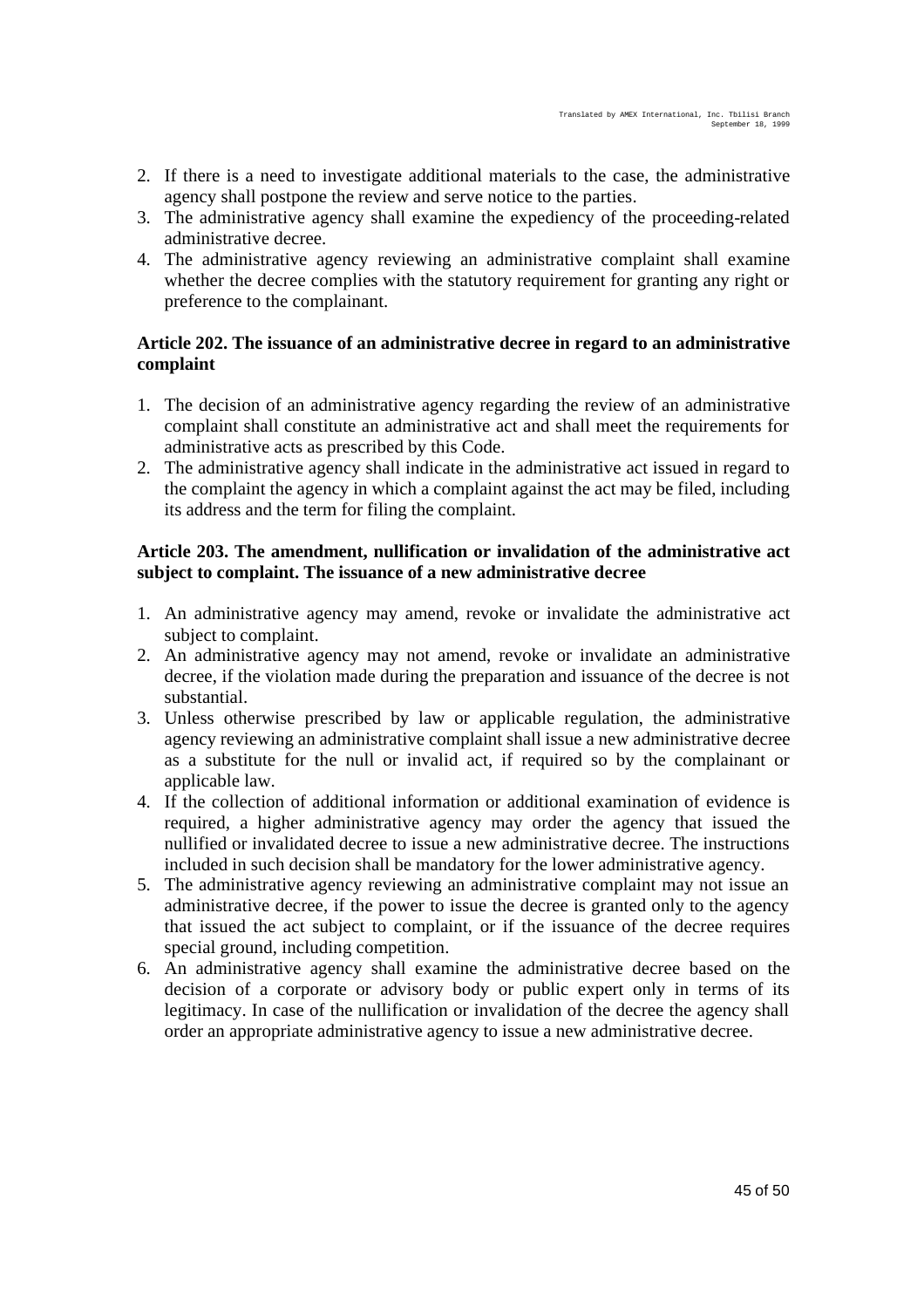2. If there is a need to investigate additional materials to the case, the administrative agency shall postpone the review and serve notice to the parties.
3. The administrative agency shall examine the expediency of the proceeding-related administrative decree.
4. The administrative agency reviewing an administrative complaint shall examine whether the decree complies with the statutory requirement for granting any right or preference to the complainant.

**Article 202. The issuance of an administrative decree in regard to an administrative complaint**

1. The decision of an administrative agency regarding the review of an administrative complaint shall constitute an administrative act and shall meet the requirements for administrative acts as prescribed by this Code.
2. The administrative agency shall indicate in the administrative act issued in regard to the complaint the agency in which a complaint against the act may be filed, including its address and the term for filing the complaint.

**Article 203. The amendment, nullification or invalidation of the administrative act subject to complaint. The issuance of a new administrative decree**

1. An administrative agency may amend, revoke or invalidate the administrative act subject to complaint.
2. An administrative agency may not amend, revoke or invalidate an administrative decree, if the violation made during the preparation and issuance of the decree is not substantial.
3. Unless otherwise prescribed by law or applicable regulation, the administrative agency reviewing an administrative complaint shall issue a new administrative decree as a substitute for the null or invalid act, if required so by the complainant or applicable law.
4. If the collection of additional information or additional examination of evidence is required, a higher administrative agency may order the agency that issued the nullified or invalidated decree to issue a new administrative decree. The instructions included in such decision shall be mandatory for the lower administrative agency.
5. The administrative agency reviewing an administrative complaint may not issue an administrative decree, if the power to issue the decree is granted only to the agency that issued the act subject to complaint, or if the issuance of the decree requires special ground, including competition.
6. An administrative agency shall examine the administrative decree based on the decision of a corporate or advisory body or public expert only in terms of its legitimacy. In case of the nullification or invalidation of the decree the agency shall order an appropriate administrative agency to issue a new administrative decree.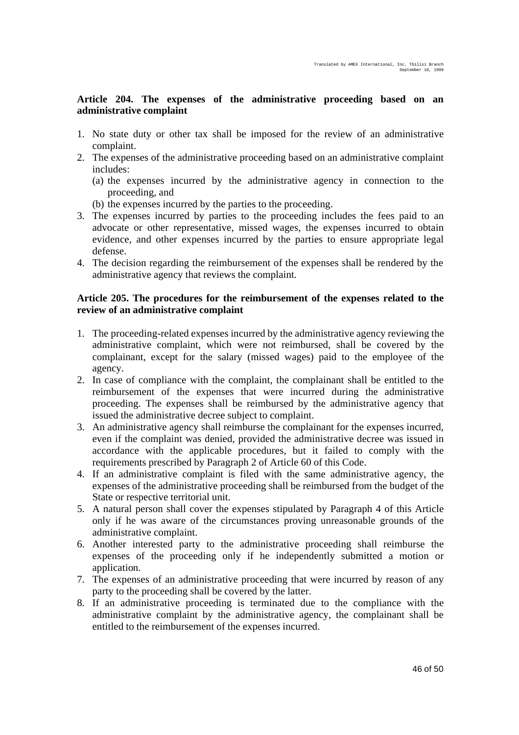### Article 204. The expenses of the administrative proceeding based on an administrative complaint

1. No state duty or other tax shall be imposed for the review of an administrative complaint.
2. The expenses of the administrative proceeding based on an administrative complaint includes:
   (a) the expenses incurred by the administrative agency in connection to the proceeding, and
   (b) the expenses incurred by the parties to the proceeding.
3. The expenses incurred by parties to the proceeding includes the fees paid to an advocate or other representative, missed wages, the expenses incurred to obtain evidence, and other expenses incurred by the parties to ensure appropriate legal defense.
4. The decision regarding the reimbursement of the expenses shall be rendered by the administrative agency that reviews the complaint.

### Article 205. The procedures for the reimbursement of the expenses related to the review of an administrative complaint

1. The proceeding-related expenses incurred by the administrative agency reviewing the administrative complaint, which were not reimbursed, shall be covered by the complainant, except for the salary (missed wages) paid to the employee of the agency.
2. In case of compliance with the complaint, the complainant shall be entitled to the reimbursement of the expenses that were incurred during the administrative proceeding. The expenses shall be reimbursed by the administrative agency that issued the administrative decree subject to complaint.
3. An administrative agency shall reimburse the complainant for the expenses incurred, even if the complaint was denied, provided the administrative decree was issued in accordance with the applicable procedures, but it failed to comply with the requirements prescribed by Paragraph 2 of Article 60 of this Code.
4. If an administrative complaint is filed with the same administrative agency, the expenses of the administrative proceeding shall be reimbursed from the budget of the State or respective territorial unit.
5. A natural person shall cover the expenses stipulated by Paragraph 4 of this Article only if he was aware of the circumstances proving unreasonable grounds of the administrative complaint.
6. Another interested party to the administrative proceeding shall reimburse the expenses of the proceeding only if he independently submitted a motion or application.
7. The expenses of an administrative proceeding that were incurred by reason of any party to the proceeding shall be covered by the latter.
8. If an administrative proceeding is terminated due to the compliance with the administrative complaint by the administrative agency, the complainant shall be entitled to the reimbursement of the expenses incurred.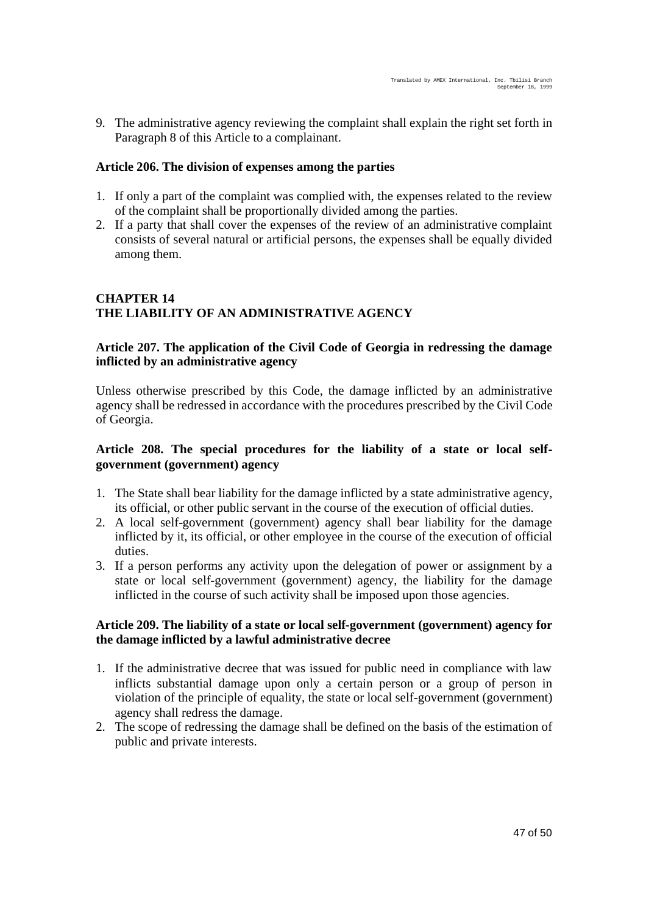9. The administrative agency reviewing the complaint shall explain the right set forth in Paragraph 8 of this Article to a complainant.

**Article 206. The division of expenses among the parties**

1. If only a part of the complaint was complied with, the expenses related to the review of the complaint shall be proportionally divided among the parties.
2. If a party that shall cover the expenses of the review of an administrative complaint consists of several natural or artificial persons, the expenses shall be equally divided among them.

## CHAPTER 14
## THE LIABILITY OF AN ADMINISTRATIVE AGENCY

**Article 207. The application of the Civil Code of Georgia in redressing the damage inflicted by an administrative agency**

Unless otherwise prescribed by this Code, the damage inflicted by an administrative agency shall be redressed in accordance with the procedures prescribed by the Civil Code of Georgia.

**Article 208. The special procedures for the liability of a state or local self-government (government) agency**

1. The State shall bear liability for the damage inflicted by a state administrative agency, its official, or other public servant in the course of the execution of official duties.
2. A local self-government (government) agency shall bear liability for the damage inflicted by it, its official, or other employee in the course of the execution of official duties.
3. If a person performs any activity upon the delegation of power or assignment by a state or local self-government (government) agency, the liability for the damage inflicted in the course of such activity shall be imposed upon those agencies.

**Article 209. The liability of a state or local self-government (government) agency for the damage inflicted by a lawful administrative decree**

1. If the administrative decree that was issued for public need in compliance with law inflicts substantial damage upon only a certain person or a group of person in violation of the principle of equality, the state or local self-government (government) agency shall redress the damage.
2. The scope of redressing the damage shall be defined on the basis of the estimation of public and private interests.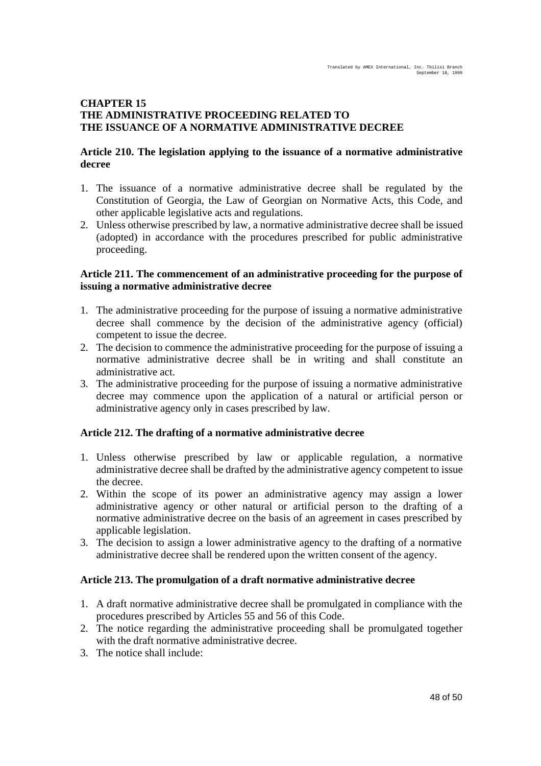## CHAPTER 15
## THE ADMINISTRATIVE PROCEEDING RELATED TO THE ISSUANCE OF A NORMATIVE ADMINISTRATIVE DECREE

### Article 210. The legislation applying to the issuance of a normative administrative decree

1. The issuance of a normative administrative decree shall be regulated by the Constitution of Georgia, the Law of Georgian on Normative Acts, this Code, and other applicable legislative acts and regulations.
2. Unless otherwise prescribed by law, a normative administrative decree shall be issued (adopted) in accordance with the procedures prescribed for public administrative proceeding.

### Article 211. The commencement of an administrative proceeding for the purpose of issuing a normative administrative decree

1. The administrative proceeding for the purpose of issuing a normative administrative decree shall commence by the decision of the administrative agency (official) competent to issue the decree.
2. The decision to commence the administrative proceeding for the purpose of issuing a normative administrative decree shall be in writing and shall constitute an administrative act.
3. The administrative proceeding for the purpose of issuing a normative administrative decree may commence upon the application of a natural or artificial person or administrative agency only in cases prescribed by law.

### Article 212. The drafting of a normative administrative decree

1. Unless otherwise prescribed by law or applicable regulation, a normative administrative decree shall be drafted by the administrative agency competent to issue the decree.
2. Within the scope of its power an administrative agency may assign a lower administrative agency or other natural or artificial person to the drafting of a normative administrative decree on the basis of an agreement in cases prescribed by applicable legislation.
3. The decision to assign a lower administrative agency to the drafting of a normative administrative decree shall be rendered upon the written consent of the agency.

### Article 213. The promulgation of a draft normative administrative decree

1. A draft normative administrative decree shall be promulgated in compliance with the procedures prescribed by Articles 55 and 56 of this Code.
2. The notice regarding the administrative proceeding shall be promulgated together with the draft normative administrative decree.
3. The notice shall include: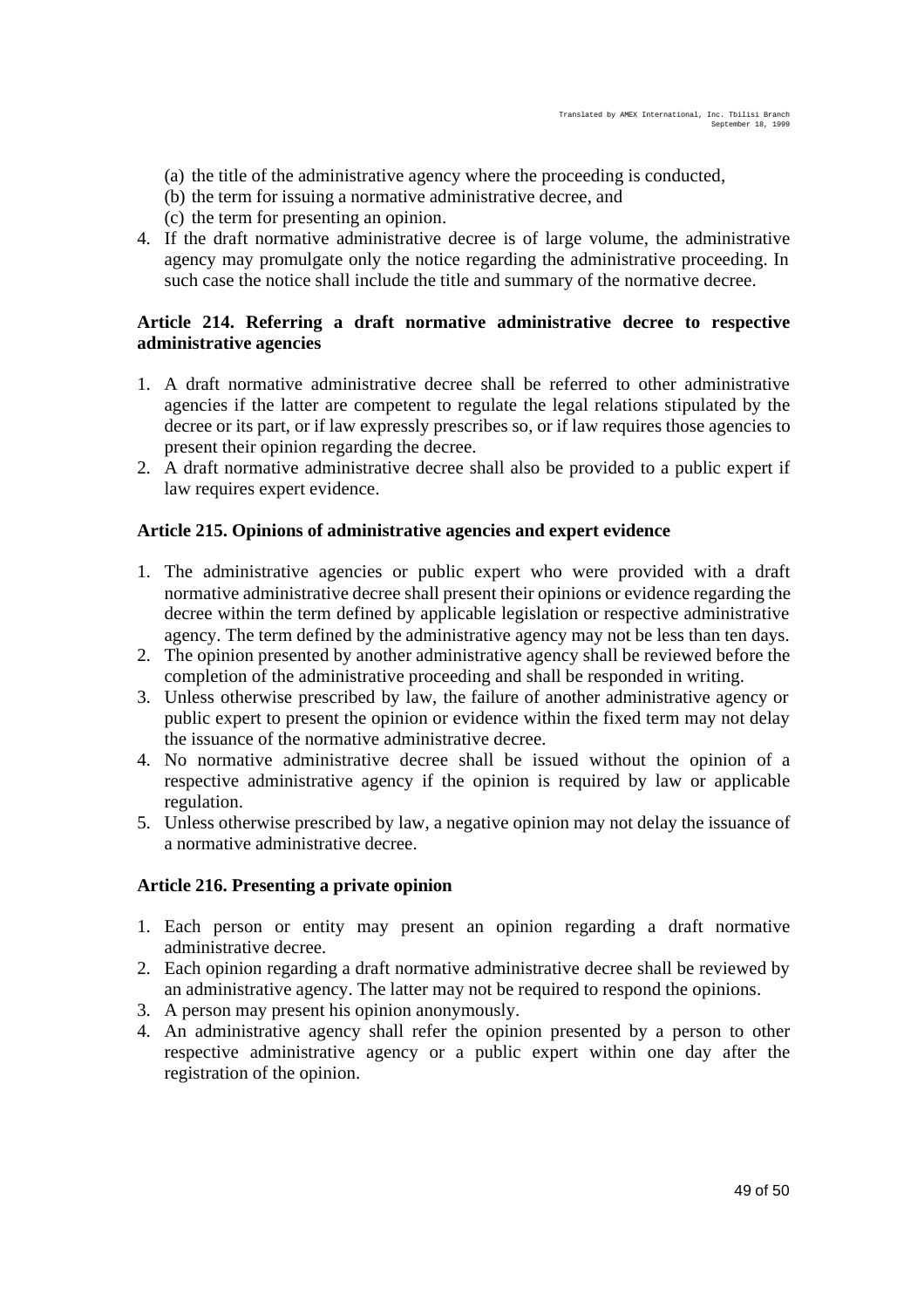(a) the title of the administrative agency where the proceeding is conducted,
(b) the term for issuing a normative administrative decree, and
(c) the term for presenting an opinion.

4. If the draft normative administrative decree is of large volume, the administrative agency may promulgate only the notice regarding the administrative proceeding. In such case the notice shall include the title and summary of the normative decree.

**Article 214. Referring a draft normative administrative decree to respective administrative agencies**

1. A draft normative administrative decree shall be referred to other administrative agencies if the latter are competent to regulate the legal relations stipulated by the decree or its part, or if law expressly prescribes so, or if law requires those agencies to present their opinion regarding the decree.
2. A draft normative administrative decree shall also be provided to a public expert if law requires expert evidence.

**Article 215. Opinions of administrative agencies and expert evidence**

1. The administrative agencies or public expert who were provided with a draft normative administrative decree shall present their opinions or evidence regarding the decree within the term defined by applicable legislation or respective administrative agency. The term defined by the administrative agency may not be less than ten days.
2. The opinion presented by another administrative agency shall be reviewed before the completion of the administrative proceeding and shall be responded in writing.
3. Unless otherwise prescribed by law, the failure of another administrative agency or public expert to present the opinion or evidence within the fixed term may not delay the issuance of the normative administrative decree.
4. No normative administrative decree shall be issued without the opinion of a respective administrative agency if the opinion is required by law or applicable regulation.
5. Unless otherwise prescribed by law, a negative opinion may not delay the issuance of a normative administrative decree.

**Article 216. Presenting a private opinion**

1. Each person or entity may present an opinion regarding a draft normative administrative decree.
2. Each opinion regarding a draft normative administrative decree shall be reviewed by an administrative agency. The latter may not be required to respond the opinions.
3. A person may present his opinion anonymously.
4. An administrative agency shall refer the opinion presented by a person to other respective administrative agency or a public expert within one day after the registration of the opinion.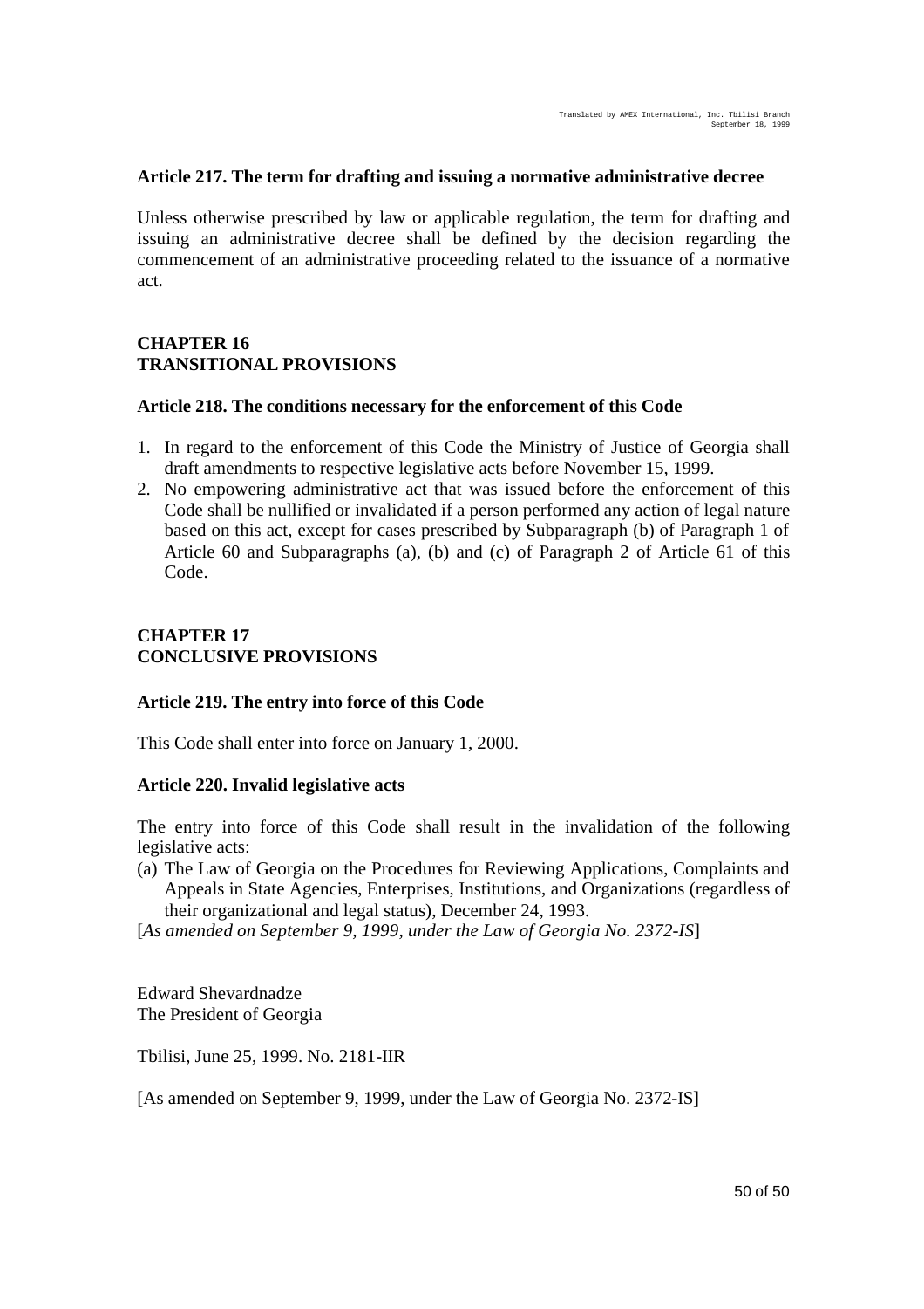**Article 217. The term for drafting and issuing a normative administrative decree**

Unless otherwise prescribed by law or applicable regulation, the term for drafting and issuing an administrative decree shall be defined by the decision regarding the commencement of an administrative proceeding related to the issuance of a normative act.

## CHAPTER 16
## TRANSITIONAL PROVISIONS

**Article 218. The conditions necessary for the enforcement of this Code**

1. In regard to the enforcement of this Code the Ministry of Justice of Georgia shall draft amendments to respective legislative acts before November 15, 1999.
2. No empowering administrative act that was issued before the enforcement of this Code shall be nullified or invalidated if a person performed any action of legal nature based on this act, except for cases prescribed by Subparagraph (b) of Paragraph 1 of Article 60 and Subparagraphs (a), (b) and (c) of Paragraph 2 of Article 61 of this Code.

## CHAPTER 17
## CONCLUSIVE PROVISIONS

**Article 219. The entry into force of this Code**

This Code shall enter into force on January 1, 2000.

**Article 220. Invalid legislative acts**

The entry into force of this Code shall result in the invalidation of the following legislative acts:

(a) The Law of Georgia on the Procedures for Reviewing Applications, Complaints and Appeals in State Agencies, Enterprises, Institutions, and Organizations (regardless of their organizational and legal status), December 24, 1993.

[*As amended on September 9, 1999, under the Law of Georgia No. 2372-IS*]

Edward Shevardnadze
The President of Georgia

Tbilisi, June 25, 1999. No. 2181-IIR

[As amended on September 9, 1999, under the Law of Georgia No. 2372-IS]